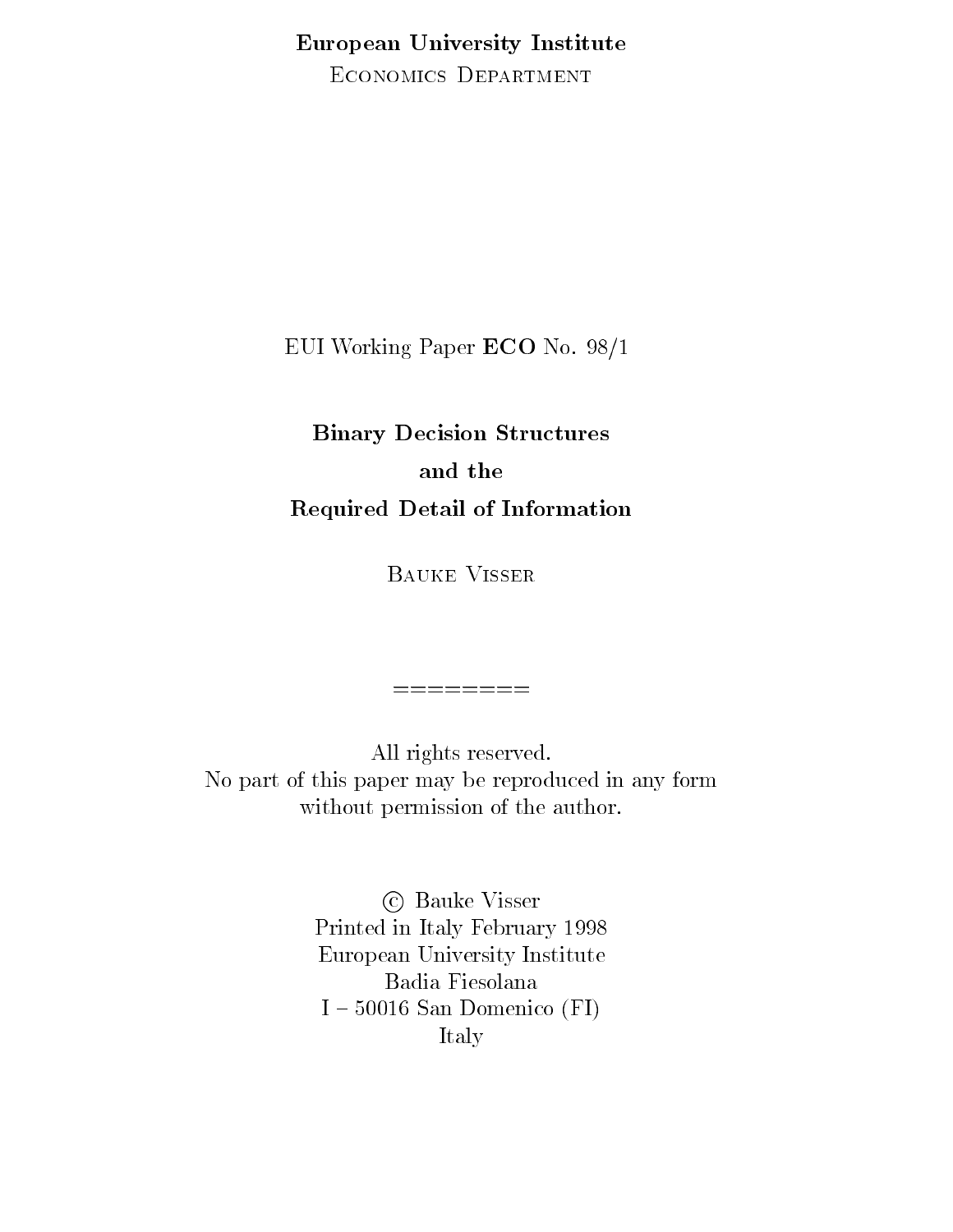**European University Institute**

Economics Department

EUI Working Paper **ECO** No. 98/1

# Binary Decision Structures and the Required Detail of Information

Bauke Visser

========

All rights reserved.
No part of this paper may be reproduced in any form
without permission of the author.

© Bauke Visser
Printed in Italy February 1998
European University Institute
Badia Fiesolana
I – 50016 San Domenico (FI)
Italy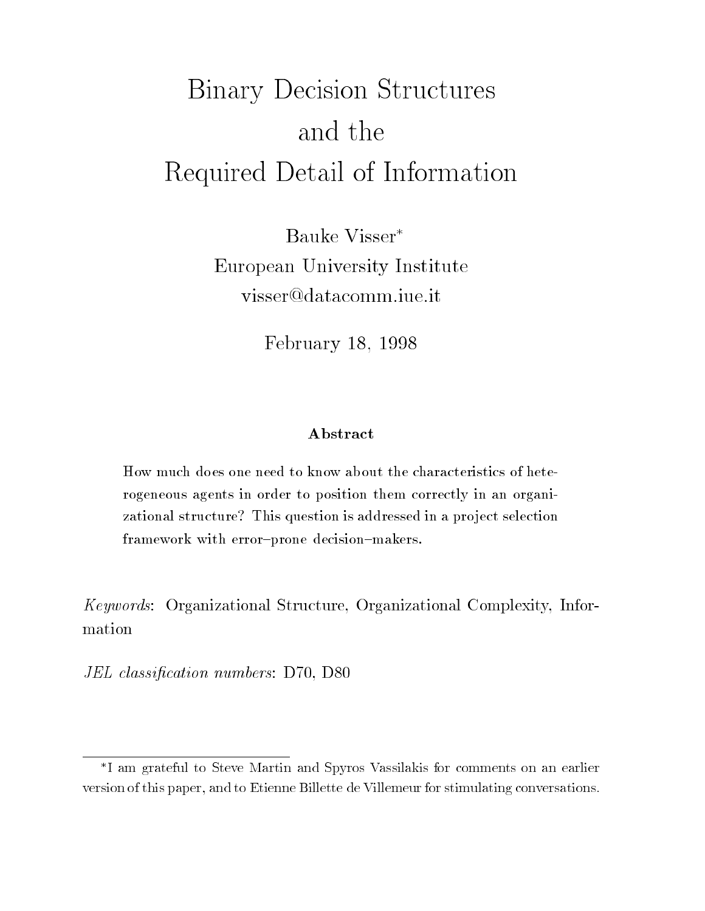# Binary Decision Structures and the Required Detail of Information

Bauke Visser*
European University Institute
visser@datacomm.iue.it

February 18, 1998

### Abstract

How much does one need to know about the characteristics of heterogeneous agents in order to position them correctly in an organizational structure? This question is addressed in a project selection framework with error–prone decision–makers.

*Keywords*: Organizational Structure, Organizational Complexity, Information

*JEL classification numbers*: D70, D80

---

*I am grateful to Steve Martin and Spyros Vassilakis for comments on an earlier version of this paper, and to Etienne Billette de Villemeur for stimulating conversations.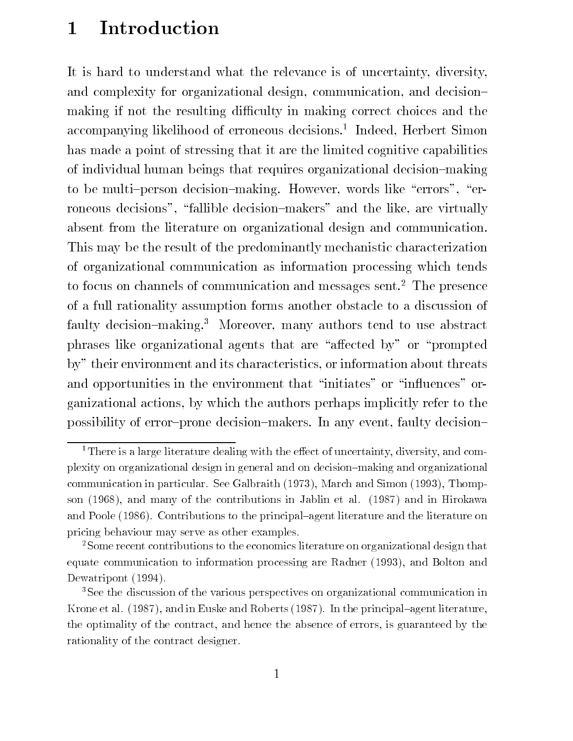# 1 Introduction

It is hard to understand what the relevance is of uncertainty, diversity, and complexity for organizational design, communication, and decision–making if not the resulting difficulty in making correct choices and the accompanying likelihood of erroneous decisions.[1] Indeed, Herbert Simon has made a point of stressing that it are the limited cognitive capabilities of individual human beings that requires organizational decision–making to be multi–person decision–making. However, words like "errors", "erroneous decisions", "fallible decision–makers" and the like, are virtually absent from the literature on organizational design and communication. This may be the result of the predominantly mechanistic characterization of organizational communication as information processing which tends to focus on channels of communication and messages sent.[2] The presence of a full rationality assumption forms another obstacle to a discussion of faulty decision–making.[3] Moreover, many authors tend to use abstract phrases like organizational agents that are "affected by" or "prompted by" their environment and its characteristics, or information about threats and opportunities in the environment that "initiates" or "influences" organizational actions, by which the authors perhaps implicitly refer to the possibility of error–prone decision–makers. In any event, faulty decision–

[1] There is a large literature dealing with the effect of uncertainty, diversity, and complexity on organizational design in general and on decision–making and organizational communication in particular. See Galbraith (1973), March and Simon (1993), Thompson (1968), and many of the contributions in Jablin et al. (1987) and in Hirokawa and Poole (1986). Contributions to the principal–agent literature and the literature on pricing behaviour may serve as other examples.

[2] Some recent contributions to the economics literature on organizational design that equate communication to information processing are Radner (1993), and Bolton and Dewatripont (1994).

[3] See the discussion of the various perspectives on organizational communication in Krone et al. (1987), and in Euske and Roberts (1987). In the principal–agent literature, the optimality of the contract, and hence the absence of errors, is guaranteed by the rationality of the contract designer.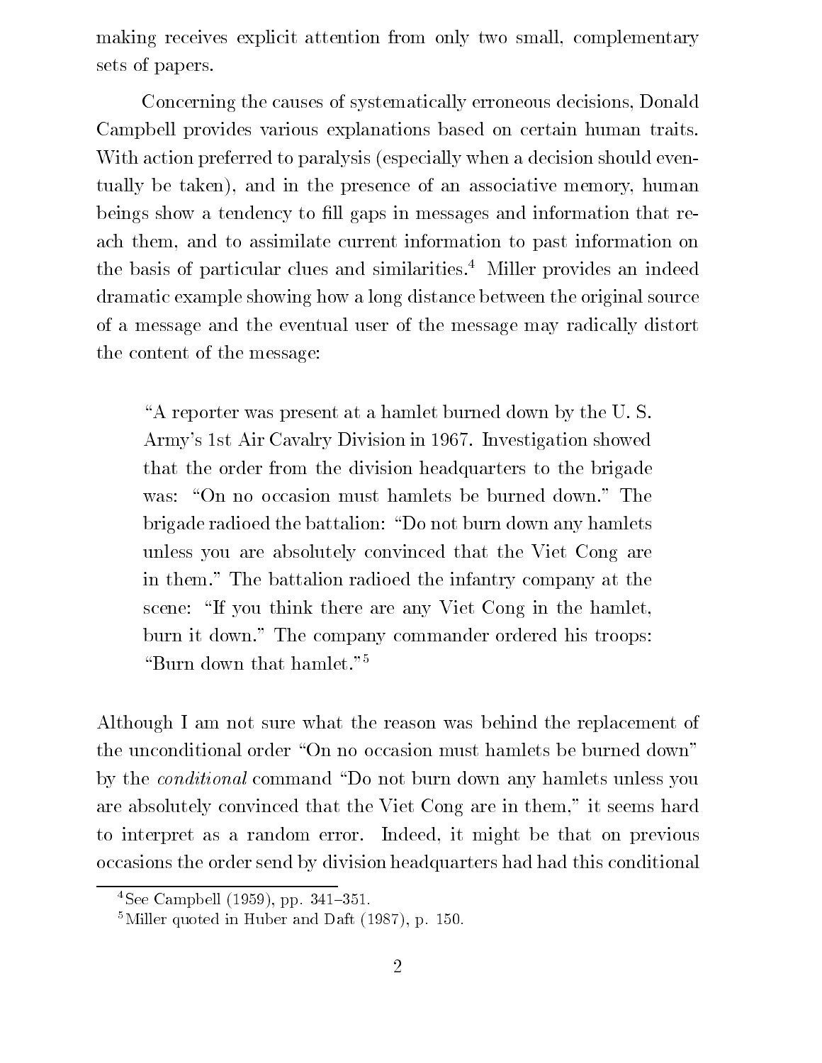making receives explicit attention from only two small, complementary sets of papers.

Concerning the causes of systematically erroneous decisions, Donald Campbell provides various explanations based on certain human traits. With action preferred to paralysis (especially when a decision should eventually be taken), and in the presence of an associative memory, human beings show a tendency to fill gaps in messages and information that reach them, and to assimilate current information to past information on the basis of particular clues and similarities.[4] Miller provides an indeed dramatic example showing how a long distance between the original source of a message and the eventual user of the message may radically distort the content of the message:

> "A reporter was present at a hamlet burned down by the U. S. Army's 1st Air Cavalry Division in 1967. Investigation showed that the order from the division headquarters to the brigade was: "On no occasion must hamlets be burned down." The brigade radioed the battalion: "Do not burn down any hamlets unless you are absolutely convinced that the Viet Cong are in them." The battalion radioed the infantry company at the scene: "If you think there are any Viet Cong in the hamlet, burn it down." The company commander ordered his troops: "Burn down that hamlet."[5]

Although I am not sure what the reason was behind the replacement of the unconditional order "On no occasion must hamlets be burned down" by the *conditional* command "Do not burn down any hamlets unless you are absolutely convinced that the Viet Cong are in them," it seems hard to interpret as a random error. Indeed, it might be that on previous occasions the order send by division headquarters had had this conditional

---

[4] See Campbell (1959), pp. 341–351.

[5] Miller quoted in Huber and Daft (1987), p. 150.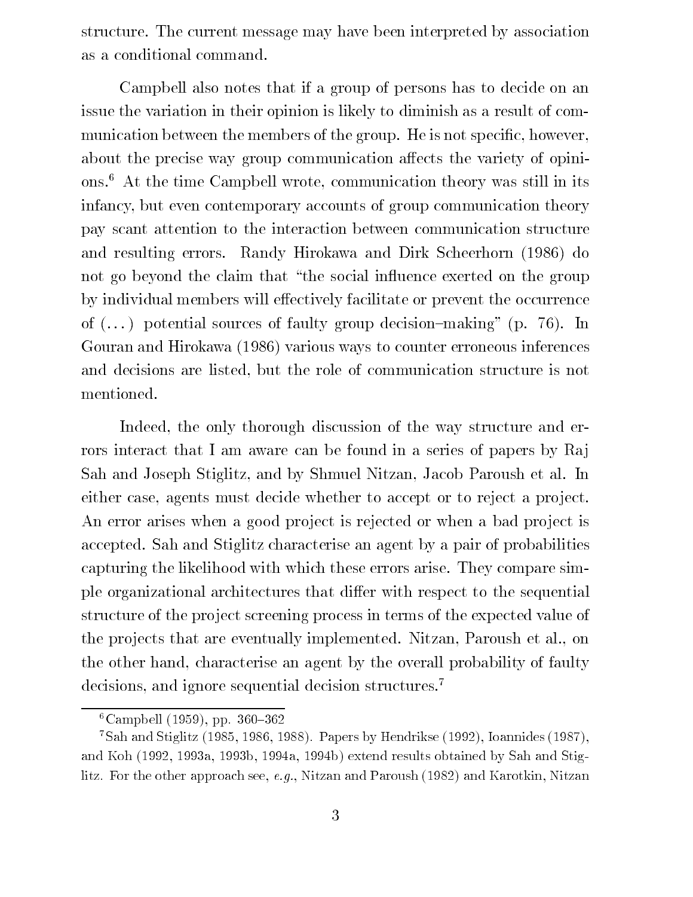structure. The current message may have been interpreted by association as a conditional command.

Campbell also notes that if a group of persons has to decide on an issue the variation in their opinion is likely to diminish as a result of communication between the members of the group. He is not specific, however, about the precise way group communication affects the variety of opinions.[6] At the time Campbell wrote, communication theory was still in its infancy, but even contemporary accounts of group communication theory pay scant attention to the interaction between communication structure and resulting errors. Randy Hirokawa and Dirk Scheerhorn (1986) do not go beyond the claim that "the social influence exerted on the group by individual members will effectively facilitate or prevent the occurrence of (...) potential sources of faulty group decision–making" (p. 76). In Gouran and Hirokawa (1986) various ways to counter erroneous inferences and decisions are listed, but the role of communication structure is not mentioned.

Indeed, the only thorough discussion of the way structure and errors interact that I am aware can be found in a series of papers by Raj Sah and Joseph Stiglitz, and by Shmuel Nitzan, Jacob Paroush et al. In either case, agents must decide whether to accept or to reject a project. An error arises when a good project is rejected or when a bad project is accepted. Sah and Stiglitz characterise an agent by a pair of probabilities capturing the likelihood with which these errors arise. They compare simple organizational architectures that differ with respect to the sequential structure of the project screening process in terms of the expected value of the projects that are eventually implemented. Nitzan, Paroush et al., on the other hand, characterise an agent by the overall probability of faulty decisions, and ignore sequential decision structures.[7]

---

[6] Campbell (1959), pp. 360–362

[7] Sah and Stiglitz (1985, 1986, 1988). Papers by Hendrikse (1992), Ioannides (1987), and Koh (1992, 1993a, 1993b, 1994a, 1994b) extend results obtained by Sah and Stiglitz. For the other approach see, *e.g.*, Nitzan and Paroush (1982) and Karotkin, Nitzan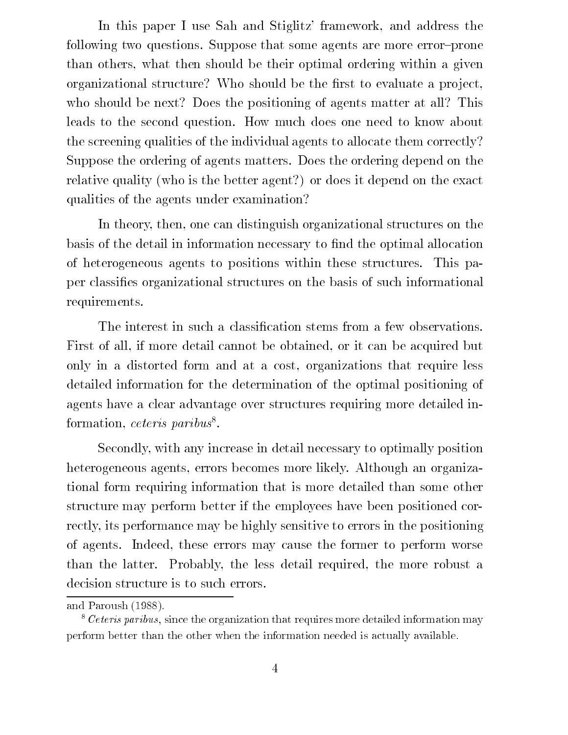In this paper I use Sah and Stiglitz' framework, and address the following two questions. Suppose that some agents are more error–prone than others, what then should be their optimal ordering within a given organizational structure? Who should be the first to evaluate a project, who should be next? Does the positioning of agents matter at all? This leads to the second question. How much does one need to know about the screening qualities of the individual agents to allocate them correctly? Suppose the ordering of agents matters. Does the ordering depend on the relative quality (who is the better agent?) or does it depend on the exact qualities of the agents under examination?

In theory, then, one can distinguish organizational structures on the basis of the detail in information necessary to find the optimal allocation of heterogeneous agents to positions within these structures. This paper classifies organizational structures on the basis of such informational requirements.

The interest in such a classification stems from a few observations. First of all, if more detail cannot be obtained, or it can be acquired but only in a distorted form and at a cost, organizations that require less detailed information for the determination of the optimal positioning of agents have a clear advantage over structures requiring more detailed information, *ceteris paribus*[8].

Secondly, with any increase in detail necessary to optimally position heterogeneous agents, errors becomes more likely. Although an organizational form requiring information that is more detailed than some other structure may perform better if the employees have been positioned correctly, its performance may be highly sensitive to errors in the positioning of agents. Indeed, these errors may cause the former to perform worse than the latter. Probably, the less detail required, the more robust a decision structure is to such errors.

---

and Paroush (1988).

[8] *Ceteris paribus*, since the organization that requires more detailed information may perform better than the other when the information needed is actually available.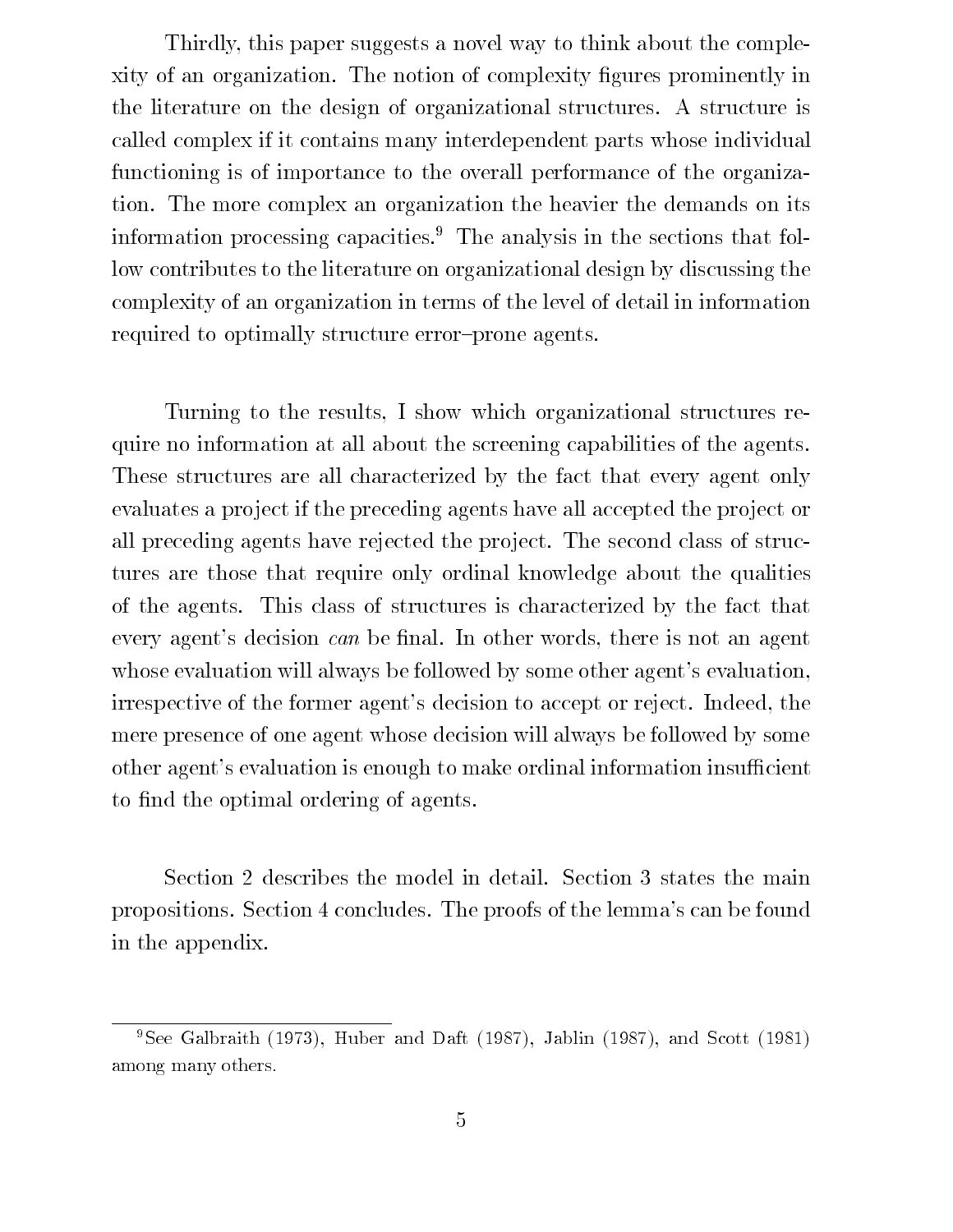Thirdly, this paper suggests a novel way to think about the complexity of an organization. The notion of complexity figures prominently in the literature on the design of organizational structures. A structure is called complex if it contains many interdependent parts whose individual functioning is of importance to the overall performance of the organization. The more complex an organization the heavier the demands on its information processing capacities.[9] The analysis in the sections that follow contributes to the literature on organizational design by discussing the complexity of an organization in terms of the level of detail in information required to optimally structure error–prone agents.

Turning to the results, I show which organizational structures require no information at all about the screening capabilities of the agents. These structures are all characterized by the fact that every agent only evaluates a project if the preceding agents have all accepted the project or all preceding agents have rejected the project. The second class of structures are those that require only ordinal knowledge about the qualities of the agents. This class of structures is characterized by the fact that every agent's decision *can* be final. In other words, there is not an agent whose evaluation will always be followed by some other agent's evaluation, irrespective of the former agent's decision to accept or reject. Indeed, the mere presence of one agent whose decision will always be followed by some other agent's evaluation is enough to make ordinal information insufficient to find the optimal ordering of agents.

Section 2 describes the model in detail. Section 3 states the main propositions. Section 4 concludes. The proofs of the lemma's can be found in the appendix.

---

[9] See Galbraith (1973), Huber and Daft (1987), Jablin (1987), and Scott (1981) among many others.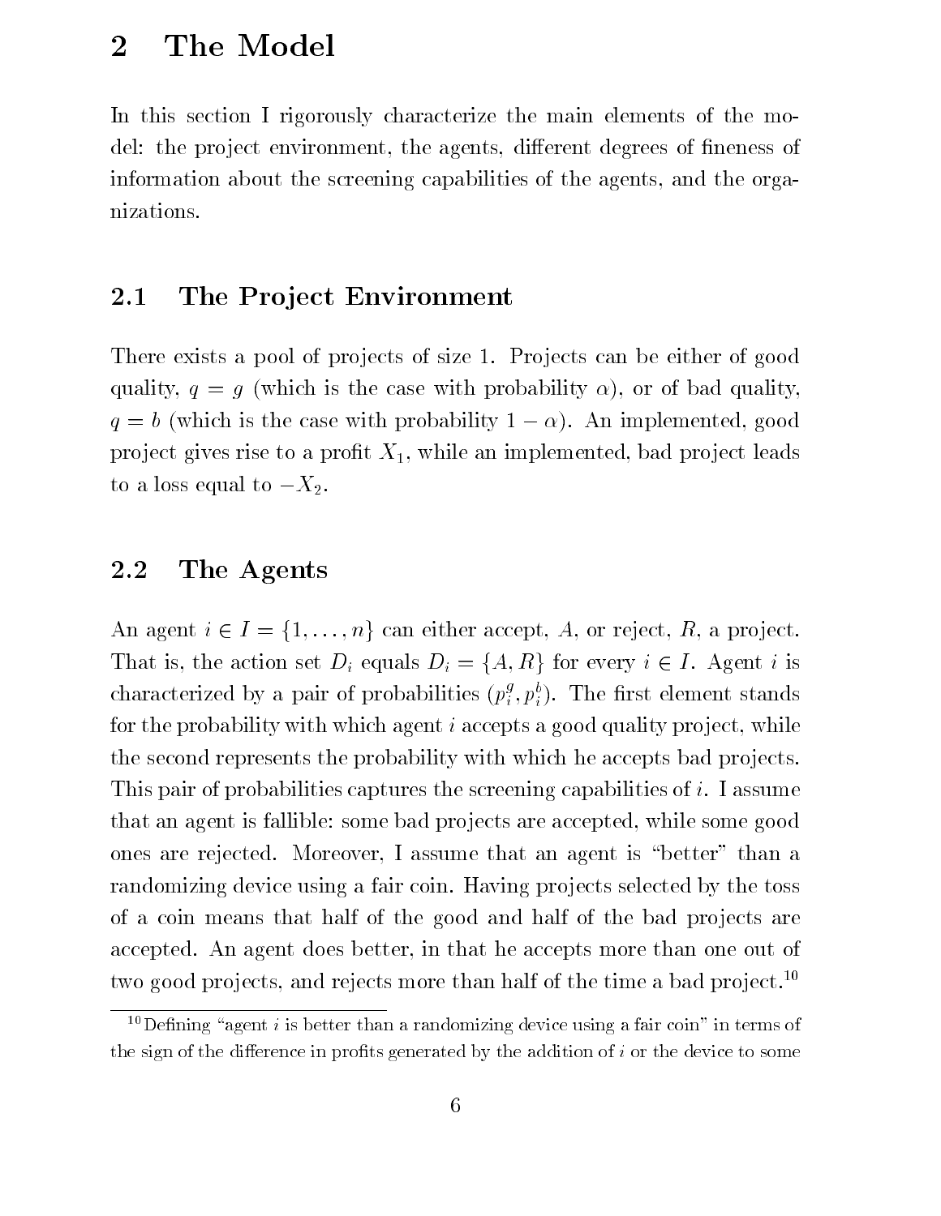# 2 The Model

In this section I rigorously characterize the main elements of the model: the project environment, the agents, different degrees of fineness of information about the screening capabilities of the agents, and the organizations.

## 2.1 The Project Environment

There exists a pool of projects of size 1. Projects can be either of good quality, $q = g$ (which is the case with probability $\alpha$), or of bad quality, $q = b$ (which is the case with probability $1 - \alpha$). An implemented, good project gives rise to a profit $X_1$, while an implemented, bad project leads to a loss equal to $-X_2$.

## 2.2 The Agents

An agent $i \in I = \{1, \ldots, n\}$ can either accept, $A$, or reject, $R$, a project. That is, the action set $D_i$ equals $D_i = \{A, R\}$ for every $i \in I$. Agent $i$ is characterized by a pair of probabilities $(p_i^g, p_i^b)$. The first element stands for the probability with which agent $i$ accepts a good quality project, while the second represents the probability with which he accepts bad projects. This pair of probabilities captures the screening capabilities of $i$. I assume that an agent is fallible: some bad projects are accepted, while some good ones are rejected. Moreover, I assume that an agent is "better" than a randomizing device using a fair coin. Having projects selected by the toss of a coin means that half of the good and half of the bad projects are accepted. An agent does better, in that he accepts more than one out of two good projects, and rejects more than half of the time a bad project.[10]

[10] Defining "agent $i$ is better than a randomizing device using a fair coin" in terms of the sign of the difference in profits generated by the addition of $i$ or the device to some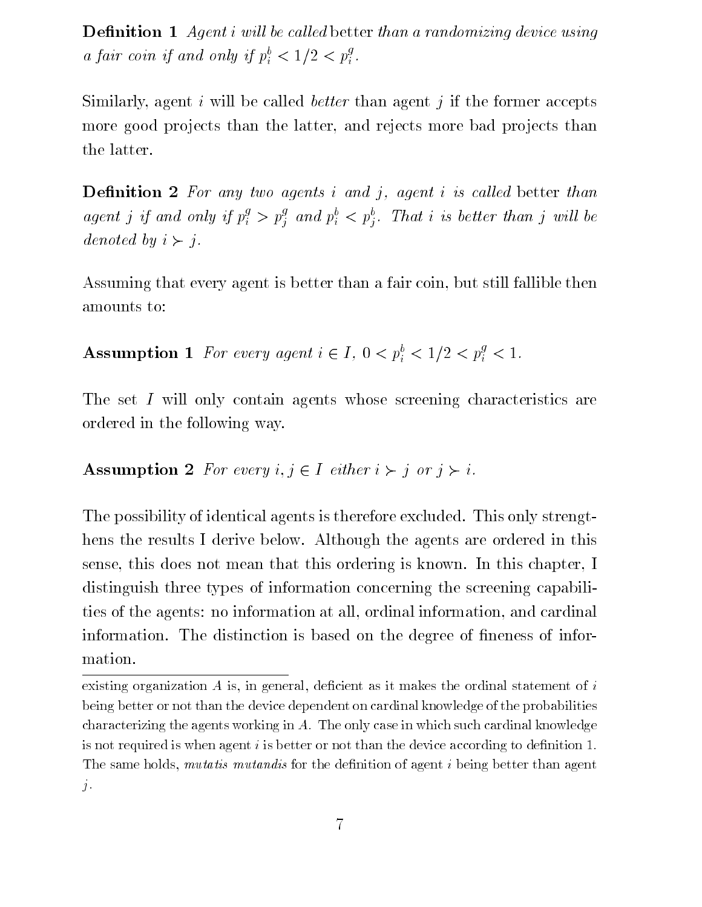**Definition 1** *Agent $i$ will be called* better *than a randomizing device using a fair coin if and only if $p_i^b < 1/2 < p_i^g$.*

Similarly, agent $i$ will be called *better* than agent $j$ if the former accepts more good projects than the latter, and rejects more bad projects than the latter.

**Definition 2** *For any two agents $i$ and $j$, agent $i$ is called* better *than agent $j$ if and only if $p_i^g > p_j^g$ and $p_i^b < p_j^b$. That $i$ is better than $j$ will be denoted by $i \succ j$.*

Assuming that every agent is better than a fair coin, but still fallible then amounts to:

**Assumption 1** *For every agent $i \in I$, $0 < p_i^b < 1/2 < p_i^g < 1$.*

The set $I$ will only contain agents whose screening characteristics are ordered in the following way.

**Assumption 2** *For every $i, j \in I$ either $i \succ j$ or $j \succ i$.*

The possibility of identical agents is therefore excluded. This only strengthens the results I derive below. Although the agents are ordered in this sense, this does not mean that this ordering is known. In this chapter, I distinguish three types of information concerning the screening capabilities of the agents: no information at all, ordinal information, and cardinal information. The distinction is based on the degree of fineness of information.

---

existing organization $A$ is, in general, deficient as it makes the ordinal statement of $i$ being better or not than the device dependent on cardinal knowledge of the probabilities characterizing the agents working in $A$. The only case in which such cardinal knowledge is not required is when agent $i$ is better or not than the device according to definition 1. The same holds, *mutatis mutandis* for the definition of agent $i$ being better than agent $j$.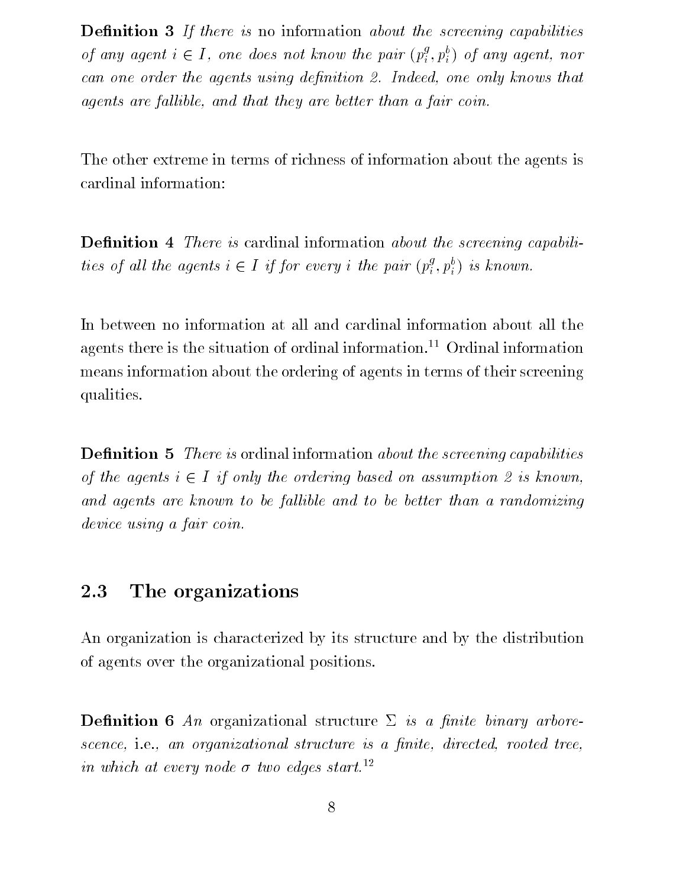**Definition 3** *If there is* no information *about the screening capabilities of any agent $i \in I$, one does not know the pair $(p_i^g, p_i^b)$ of any agent, nor can one order the agents using definition 2. Indeed, one only knows that agents are fallible, and that they are better than a fair coin.*

The other extreme in terms of richness of information about the agents is cardinal information:

**Definition 4** *There is* cardinal information *about the screening capabilities of all the agents $i \in I$ if for every $i$ the pair $(p_i^g, p_i^b)$ is known.*

In between no information at all and cardinal information about all the agents there is the situation of ordinal information.[11] Ordinal information means information about the ordering of agents in terms of their screening qualities.

**Definition 5** *There is* ordinal information *about the screening capabilities of the agents $i \in I$ if only the ordering based on assumption 2 is known, and agents are known to be fallible and to be better than a randomizing device using a fair coin.*

## 2.3 The organizations

An organization is characterized by its structure and by the distribution of agents over the organizational positions.

**Definition 6** *An* organizational structure *$\Sigma$ is a finite binary arborescence,* i.e., *an organizational structure is a finite, directed, rooted tree, in which at every node $\sigma$ two edges start.*[12]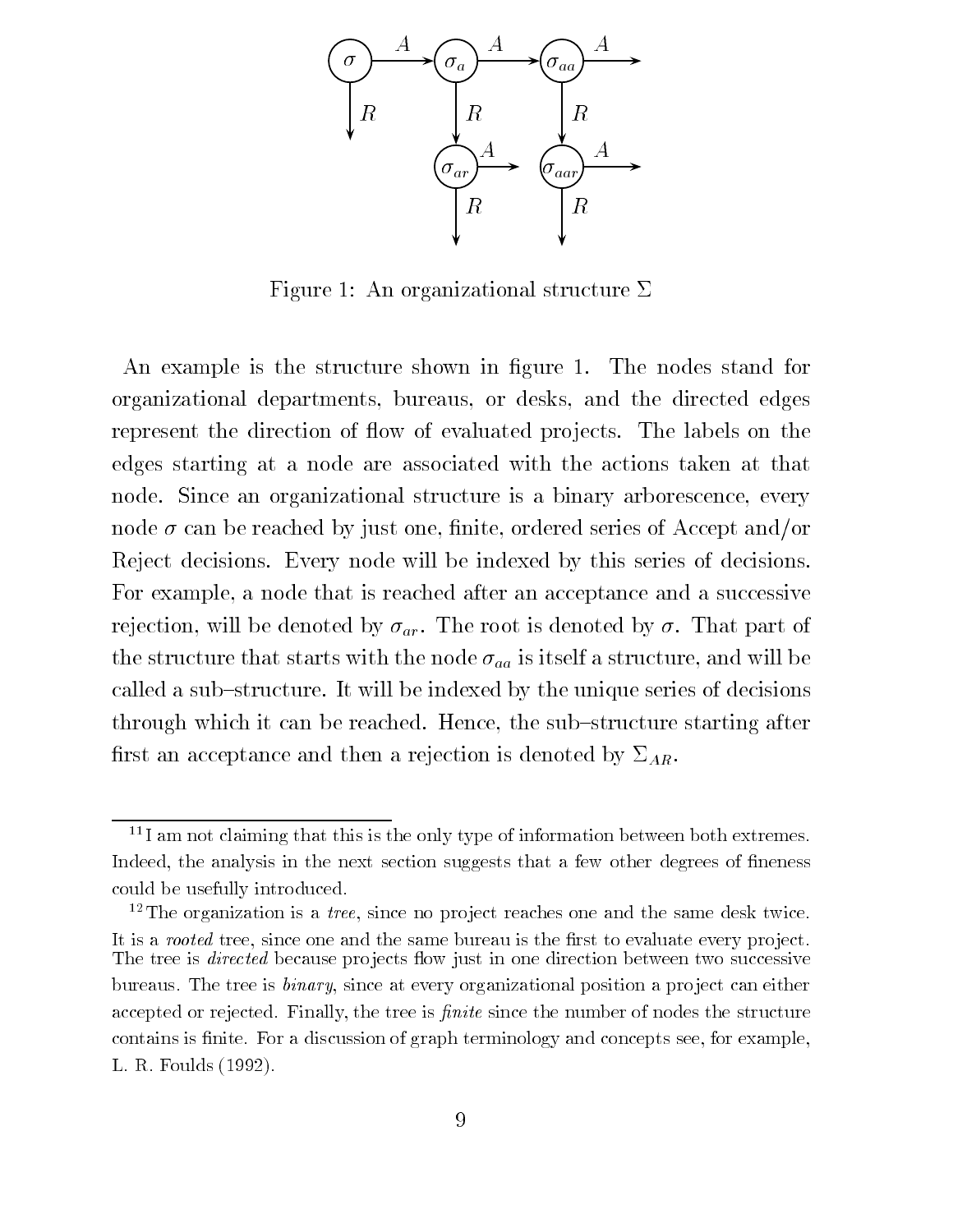Figure 1: An organizational structure $\Sigma$

An example is the structure shown in figure 1. The nodes stand for organizational departments, bureaus, or desks, and the directed edges represent the direction of flow of evaluated projects. The labels on the edges starting at a node are associated with the actions taken at that node. Since an organizational structure is a binary arborescence, every node $\sigma$ can be reached by just one, finite, ordered series of Accept and/or Reject decisions. Every node will be indexed by this series of decisions. For example, a node that is reached after an acceptance and a successive rejection, will be denoted by $\sigma_{ar}$. The root is denoted by $\sigma$. That part of the structure that starts with the node $\sigma_{aa}$ is itself a structure, and will be called a sub–structure. It will be indexed by the unique series of decisions through which it can be reached. Hence, the sub–structure starting after first an acceptance and then a rejection is denoted by $\Sigma_{AR}$.

---

[11] I am not claiming that this is the only type of information between both extremes. Indeed, the analysis in the next section suggests that a few other degrees of fineness could be usefully introduced.

[12] The organization is a *tree*, since no project reaches one and the same desk twice. It is a *rooted* tree, since one and the same bureau is the first to evaluate every project. The tree is *directed* because projects flow just in one direction between two successive bureaus. The tree is *binary*, since at every organizational position a project can either accepted or rejected. Finally, the tree is *finite* since the number of nodes the structure contains is finite. For a discussion of graph terminology and concepts see, for example, L. R. Foulds (1992).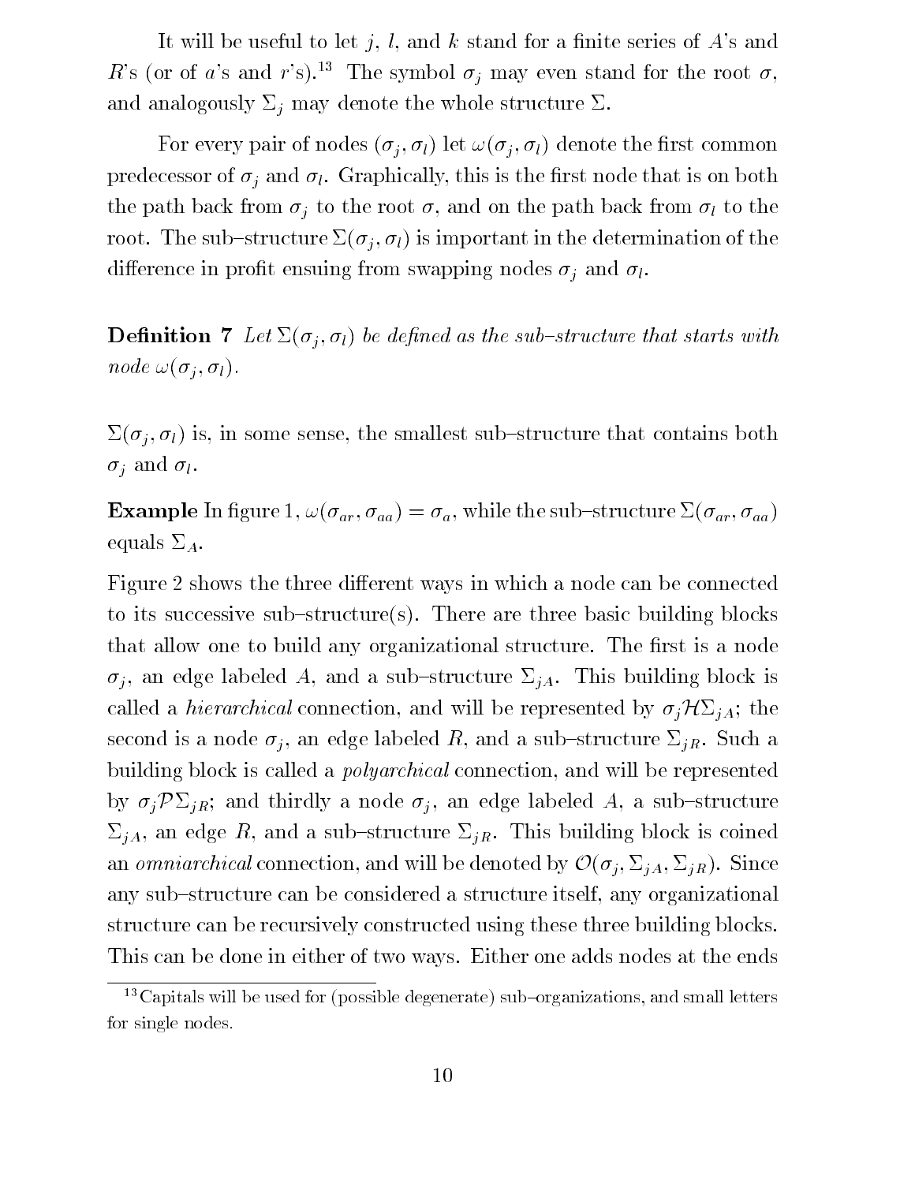It will be useful to let $j$, $l$, and $k$ stand for a finite series of $A$'s and $R$'s (or of $a$'s and $r$'s).[13] The symbol $\sigma_j$ may even stand for the root $\sigma$, and analogously $\Sigma_j$ may denote the whole structure $\Sigma$.

For every pair of nodes $(\sigma_j, \sigma_l)$ let $\omega(\sigma_j, \sigma_l)$ denote the first common predecessor of $\sigma_j$ and $\sigma_l$. Graphically, this is the first node that is on both the path back from $\sigma_j$ to the root $\sigma$, and on the path back from $\sigma_l$ to the root. The sub–structure $\Sigma(\sigma_j, \sigma_l)$ is important in the determination of the difference in profit ensuing from swapping nodes $\sigma_j$ and $\sigma_l$.

**Definition 7** *Let $\Sigma(\sigma_j, \sigma_l)$ be defined as the sub–structure that starts with node $\omega(\sigma_j, \sigma_l)$.*

$\Sigma(\sigma_j, \sigma_l)$ is, in some sense, the smallest sub–structure that contains both $\sigma_j$ and $\sigma_l$.

**Example** In figure 1, $\omega(\sigma_{ar}, \sigma_{aa}) = \sigma_a$, while the sub–structure $\Sigma(\sigma_{ar}, \sigma_{aa})$ equals $\Sigma_A$.

Figure 2 shows the three different ways in which a node can be connected to its successive sub–structure(s). There are three basic building blocks that allow one to build any organizational structure. The first is a node $\sigma_j$, an edge labeled $A$, and a sub–structure $\Sigma_{jA}$. This building block is called a *hierarchical* connection, and will be represented by $\sigma_j \mathcal{H} \Sigma_{jA}$; the second is a node $\sigma_j$, an edge labeled $R$, and a sub–structure $\Sigma_{jR}$. Such a building block is called a *polyarchical* connection, and will be represented by $\sigma_j \mathcal{P} \Sigma_{jR}$; and thirdly a node $\sigma_j$, an edge labeled $A$, a sub–structure $\Sigma_{jA}$, an edge $R$, and a sub–structure $\Sigma_{jR}$. This building block is coined an *omniarchical* connection, and will be denoted by $\mathcal{O}(\sigma_j, \Sigma_{jA}, \Sigma_{jR})$. Since any sub–structure can be considered a structure itself, any organizational structure can be recursively constructed using these three building blocks. This can be done in either of two ways. Either one adds nodes at the ends

[13] Capitals will be used for (possible degenerate) sub–organizations, and small letters for single nodes.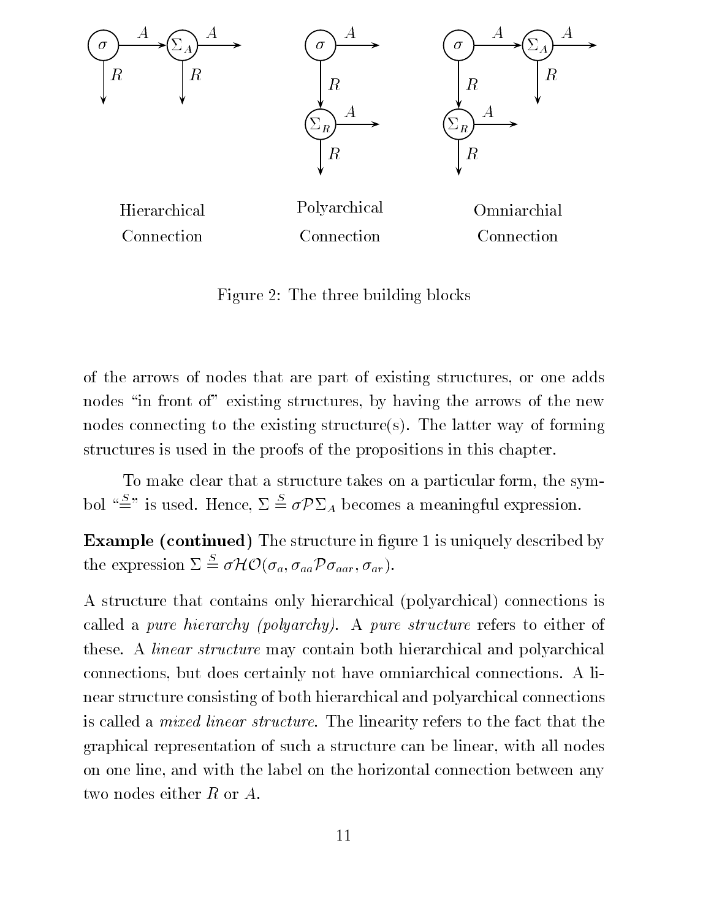Hierarchical Connection

Polyarchical Connection

Omniarchial Connection

Figure 2: The three building blocks

of the arrows of nodes that are part of existing structures, or one adds nodes "in front of" existing structures, by having the arrows of the new nodes connecting to the existing structure(s). The latter way of forming structures is used in the proofs of the propositions in this chapter.

To make clear that a structure takes on a particular form, the symbol "$\stackrel{S}{=}$" is used. Hence, $\Sigma \stackrel{S}{=} \sigma \mathcal{P} \Sigma_A$ becomes a meaningful expression.

**Example (continued)** The structure in figure 1 is uniquely described by the expression $\Sigma \stackrel{S}{=} \sigma \mathcal{H} \mathcal{O}(\sigma_a, \sigma_{aa} \mathcal{P} \sigma_{aar}, \sigma_{ar})$.

A structure that contains only hierarchical (polyarchical) connections is called a *pure hierarchy (polyarchy)*. A *pure structure* refers to either of these. A *linear structure* may contain both hierarchical and polyarchical connections, but does certainly not have omniarchical connections. A linear structure consisting of both hierarchical and polyarchical connections is called a *mixed linear structure*. The linearity refers to the fact that the graphical representation of such a structure can be linear, with all nodes on one line, and with the label on the horizontal connection between any two nodes either $R$ or $A$.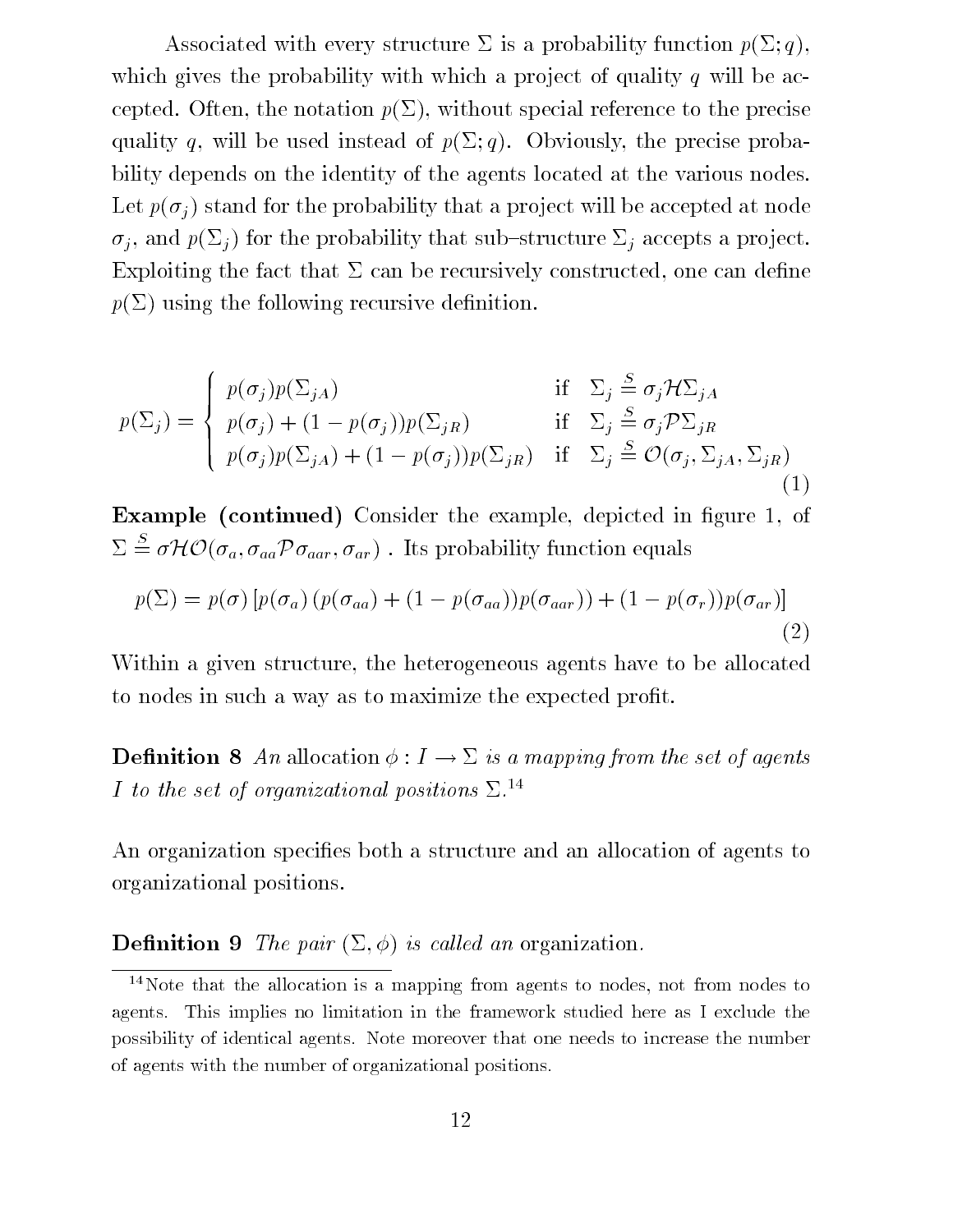Associated with every structure $\Sigma$ is a probability function $p(\Sigma; q)$, which gives the probability with which a project of quality $q$ will be accepted. Often, the notation $p(\Sigma)$, without special reference to the precise quality $q$, will be used instead of $p(\Sigma; q)$. Obviously, the precise probability depends on the identity of the agents located at the various nodes. Let $p(\sigma_j)$ stand for the probability that a project will be accepted at node $\sigma_j$, and $p(\Sigma_j)$ for the probability that sub–structure $\Sigma_j$ accepts a project. Exploiting the fact that $\Sigma$ can be recursively constructed, one can define $p(\Sigma)$ using the following recursive definition.

$$p(\Sigma_j) = \begin{cases} p(\sigma_j)p(\Sigma_{jA}) & \text{if } \; \Sigma_j \stackrel{S}{=} \sigma_j \mathcal{H} \Sigma_{jA} \\ p(\sigma_j) + (1 - p(\sigma_j))p(\Sigma_{jR}) & \text{if } \; \Sigma_j \stackrel{S}{=} \sigma_j \mathcal{P} \Sigma_{jR} \\ p(\sigma_j)p(\Sigma_{jA}) + (1 - p(\sigma_j))p(\Sigma_{jR}) & \text{if } \; \Sigma_j \stackrel{S}{=} \mathcal{O}(\sigma_j, \Sigma_{jA}, \Sigma_{jR}) \end{cases} \tag{1}$$

**Example (continued)** Consider the example, depicted in figure 1, of $\Sigma \stackrel{S}{=} \sigma \mathcal{H} \mathcal{O}(\sigma_a, \sigma_{aa} \mathcal{P} \sigma_{aar}, \sigma_{ar})$ . Its probability function equals

$$p(\Sigma) = p(\sigma) \left[ p(\sigma_a) \left( p(\sigma_{aa}) + (1 - p(\sigma_{aa}))p(\sigma_{aar}) \right) + (1 - p(\sigma_r))p(\sigma_{ar}) \right] \tag{2}$$

Within a given structure, the heterogeneous agents have to be allocated to nodes in such a way as to maximize the expected profit.

**Definition 8** *An* allocation *$\phi : I \rightarrow \Sigma$ is a mapping from the set of agents $I$ to the set of organizational positions $\Sigma$.*[14]

An organization specifies both a structure and an allocation of agents to organizational positions.

**Definition 9** *The pair $(\Sigma, \phi)$ is called an* organization.

[14] Note that the allocation is a mapping from agents to nodes, not from nodes to agents. This implies no limitation in the framework studied here as I exclude the possibility of identical agents. Note moreover that one needs to increase the number of agents with the number of organizational positions.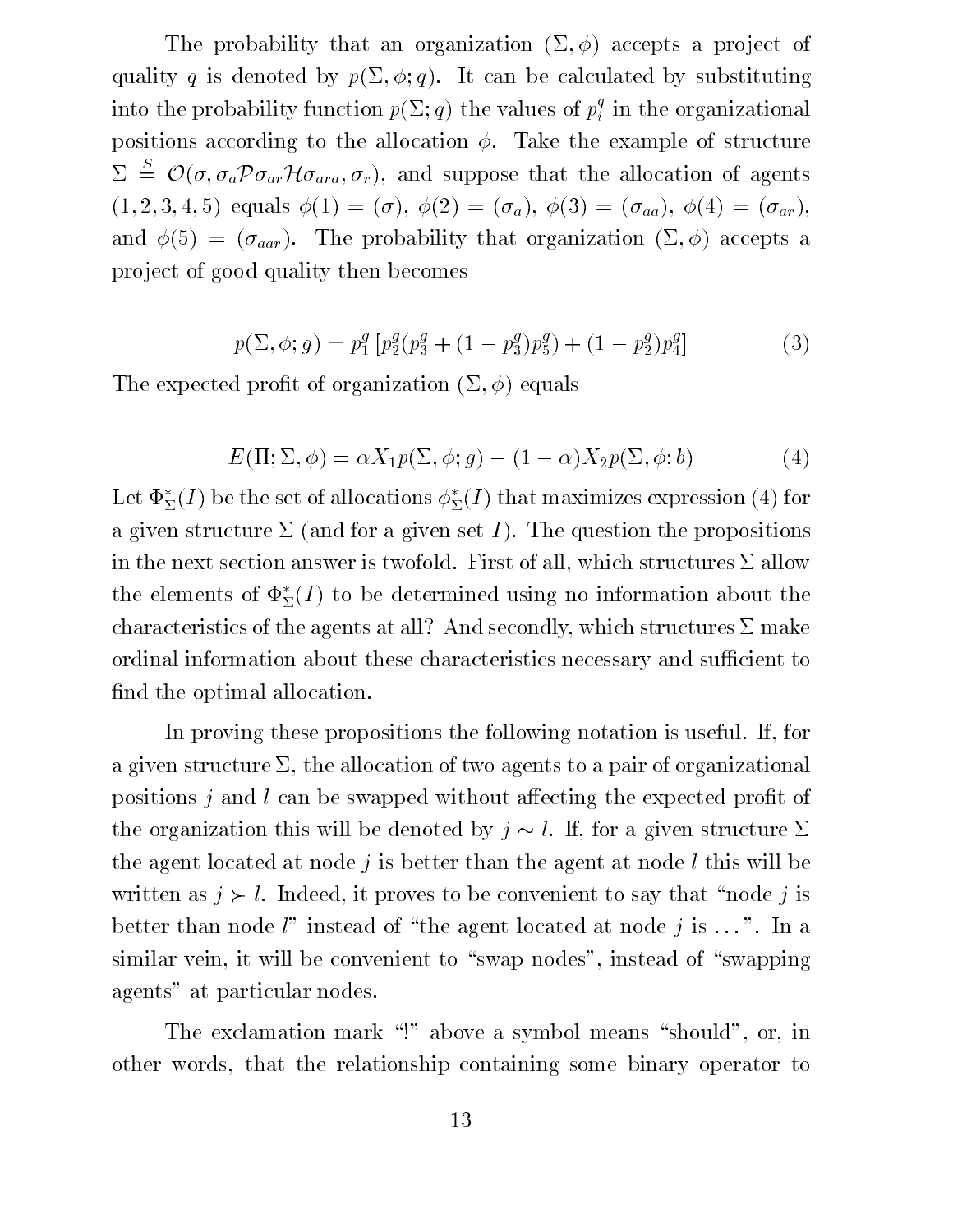The probability that an organization $(\Sigma, \phi)$ accepts a project of quality $q$ is denoted by $p(\Sigma, \phi; q)$. It can be calculated by substituting into the probability function $p(\Sigma; q)$ the values of $p_i^q$ in the organizational positions according to the allocation $\phi$. Take the example of structure $\Sigma \overset{S}{=} \mathcal{O}(\sigma, \sigma_a \mathcal{P} \sigma_{ar} \mathcal{H} \sigma_{ara}, \sigma_r)$, and suppose that the allocation of agents $(1, 2, 3, 4, 5)$ equals $\phi(1) = (\sigma)$, $\phi(2) = (\sigma_a)$, $\phi(3) = (\sigma_{aa})$, $\phi(4) = (\sigma_{ar})$, and $\phi(5) = (\sigma_{aar})$. The probability that organization $(\Sigma, \phi)$ accepts a project of good quality then becomes

$$p(\Sigma, \phi; g) = p_1^g \left[ p_2^g (p_3^g + (1 - p_3^g) p_5^g) + (1 - p_2^g) p_4^g \right] \tag{3}$$

The expected profit of organization $(\Sigma, \phi)$ equals

$$E(\Pi; \Sigma, \phi) = \alpha X_1 p(\Sigma, \phi; g) - (1 - \alpha) X_2 p(\Sigma, \phi; b) \tag{4}$$

Let $\Phi_\Sigma^*(I)$ be the set of allocations $\phi_\Sigma^*(I)$ that maximizes expression (4) for a given structure $\Sigma$ (and for a given set $I$). The question the propositions in the next section answer is twofold. First of all, which structures $\Sigma$ allow the elements of $\Phi_\Sigma^*(I)$ to be determined using no information about the characteristics of the agents at all? And secondly, which structures $\Sigma$ make ordinal information about these characteristics necessary and sufficient to find the optimal allocation.

In proving these propositions the following notation is useful. If, for a given structure $\Sigma$, the allocation of two agents to a pair of organizational positions $j$ and $l$ can be swapped without affecting the expected profit of the organization this will be denoted by $j \sim l$. If, for a given structure $\Sigma$ the agent located at node $j$ is better than the agent at node $l$ this will be written as $j \succ l$. Indeed, it proves to be convenient to say that "node $j$ is better than node $l$" instead of "the agent located at node $j$ is ...". In a similar vein, it will be convenient to "swap nodes", instead of "swapping agents" at particular nodes.

The exclamation mark "!" above a symbol means "should", or, in other words, that the relationship containing some binary operator to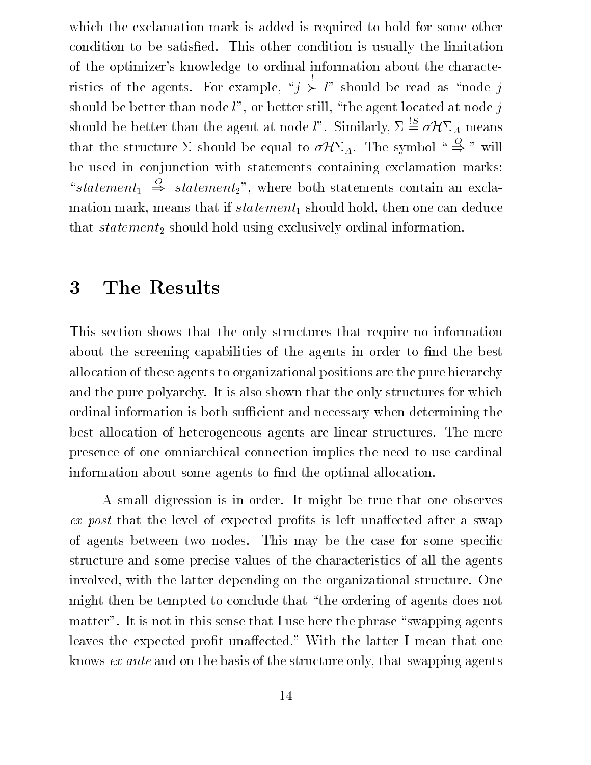which the exclamation mark is added is required to hold for some other condition to be satisfied. This other condition is usually the limitation of the optimizer's knowledge to ordinal information about the characteristics of the agents. For example, "$j \overset{!}{\succ} l$" should be read as "node $j$ should be better than node $l$", or better still, "the agent located at node $j$ should be better than the agent at node $l$". Similarly, $\Sigma \overset{!S}{=} \sigma\mathcal{H}\Sigma_A$ means that the structure $\Sigma$ should be equal to $\sigma\mathcal{H}\Sigma_A$. The symbol "$\overset{O}{\Rightarrow}$" will be used in conjunction with statements containing exclamation marks: "*statement*$_1$ $\overset{O}{\Rightarrow}$ *statement*$_2$", where both statements contain an exclamation mark, means that if *statement*$_1$ should hold, then one can deduce that *statement*$_2$ should hold using exclusively ordinal information.

# 3 The Results

This section shows that the only structures that require no information about the screening capabilities of the agents in order to find the best allocation of these agents to organizational positions are the pure hierarchy and the pure polyarchy. It is also shown that the only structures for which ordinal information is both sufficient and necessary when determining the best allocation of heterogeneous agents are linear structures. The mere presence of one omniarchical connection implies the need to use cardinal information about some agents to find the optimal allocation.

A small digression is in order. It might be true that one observes *ex post* that the level of expected profits is left unaffected after a swap of agents between two nodes. This may be the case for some specific structure and some precise values of the characteristics of all the agents involved, with the latter depending on the organizational structure. One might then be tempted to conclude that "the ordering of agents does not matter". It is not in this sense that I use here the phrase "swapping agents leaves the expected profit unaffected." With the latter I mean that one knows *ex ante* and on the basis of the structure only, that swapping agents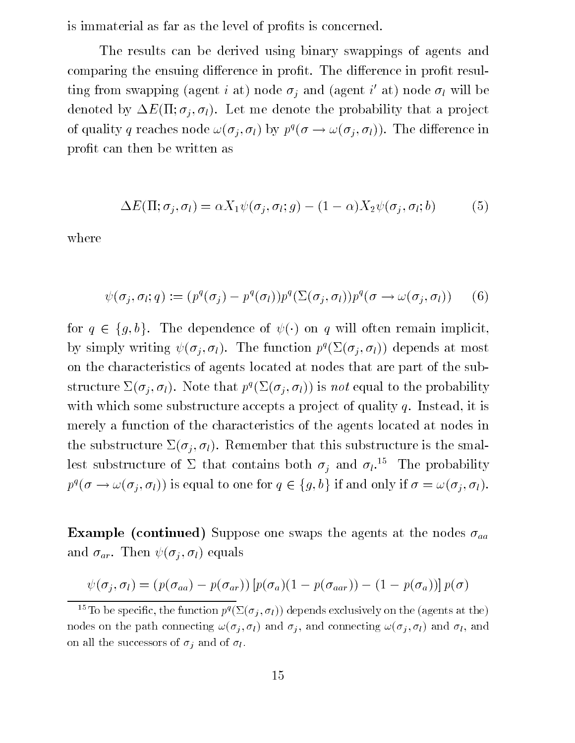is immaterial as far as the level of profits is concerned.

The results can be derived using binary swappings of agents and comparing the ensuing difference in profit. The difference in profit resulting from swapping (agent $i$ at) node $\sigma_j$ and (agent $i'$ at) node $\sigma_l$ will be denoted by $\Delta E(\Pi; \sigma_j, \sigma_l)$. Let me denote the probability that a project of quality $q$ reaches node $\omega(\sigma_j, \sigma_l)$ by $p^q(\sigma \to \omega(\sigma_j, \sigma_l))$. The difference in profit can then be written as

$$\Delta E(\Pi; \sigma_j, \sigma_l) = \alpha X_1 \psi(\sigma_j, \sigma_l; g) - (1 - \alpha) X_2 \psi(\sigma_j, \sigma_l; b) \qquad (5)$$

where

$$\psi(\sigma_j, \sigma_l; q) := (p^q(\sigma_j) - p^q(\sigma_l)) p^q(\Sigma(\sigma_j, \sigma_l)) p^q(\sigma \to \omega(\sigma_j, \sigma_l)) \qquad (6)$$

for $q \in \{g, b\}$. The dependence of $\psi(\cdot)$ on $q$ will often remain implicit, by simply writing $\psi(\sigma_j, \sigma_l)$. The function $p^q(\Sigma(\sigma_j, \sigma_l))$ depends at most on the characteristics of agents located at nodes that are part of the substructure $\Sigma(\sigma_j, \sigma_l)$. Note that $p^q(\Sigma(\sigma_j, \sigma_l))$ is *not* equal to the probability with which some substructure accepts a project of quality $q$. Instead, it is merely a function of the characteristics of the agents located at nodes in the substructure $\Sigma(\sigma_j, \sigma_l)$. Remember that this substructure is the smallest substructure of $\Sigma$ that contains both $\sigma_j$ and $\sigma_l$.[15] The probability $p^q(\sigma \to \omega(\sigma_j, \sigma_l))$ is equal to one for $q \in \{g, b\}$ if and only if $\sigma = \omega(\sigma_j, \sigma_l)$.

**Example (continued)** Suppose one swaps the agents at the nodes $\sigma_{aa}$ and $\sigma_{ar}$. Then $\psi(\sigma_j, \sigma_l)$ equals

$$\psi(\sigma_j, \sigma_l) = (p(\sigma_{aa}) - p(\sigma_{ar})) \left[ p(\sigma_a)(1 - p(\sigma_{aar})) - (1 - p(\sigma_a)) \right] p(\sigma)$$

[15] To be specific, the function $p^q(\Sigma(\sigma_j, \sigma_l))$ depends exclusively on the (agents at the) nodes on the path connecting $\omega(\sigma_j, \sigma_l)$ and $\sigma_j$, and connecting $\omega(\sigma_j, \sigma_l)$ and $\sigma_l$, and on all the successors of $\sigma_j$ and of $\sigma_l$.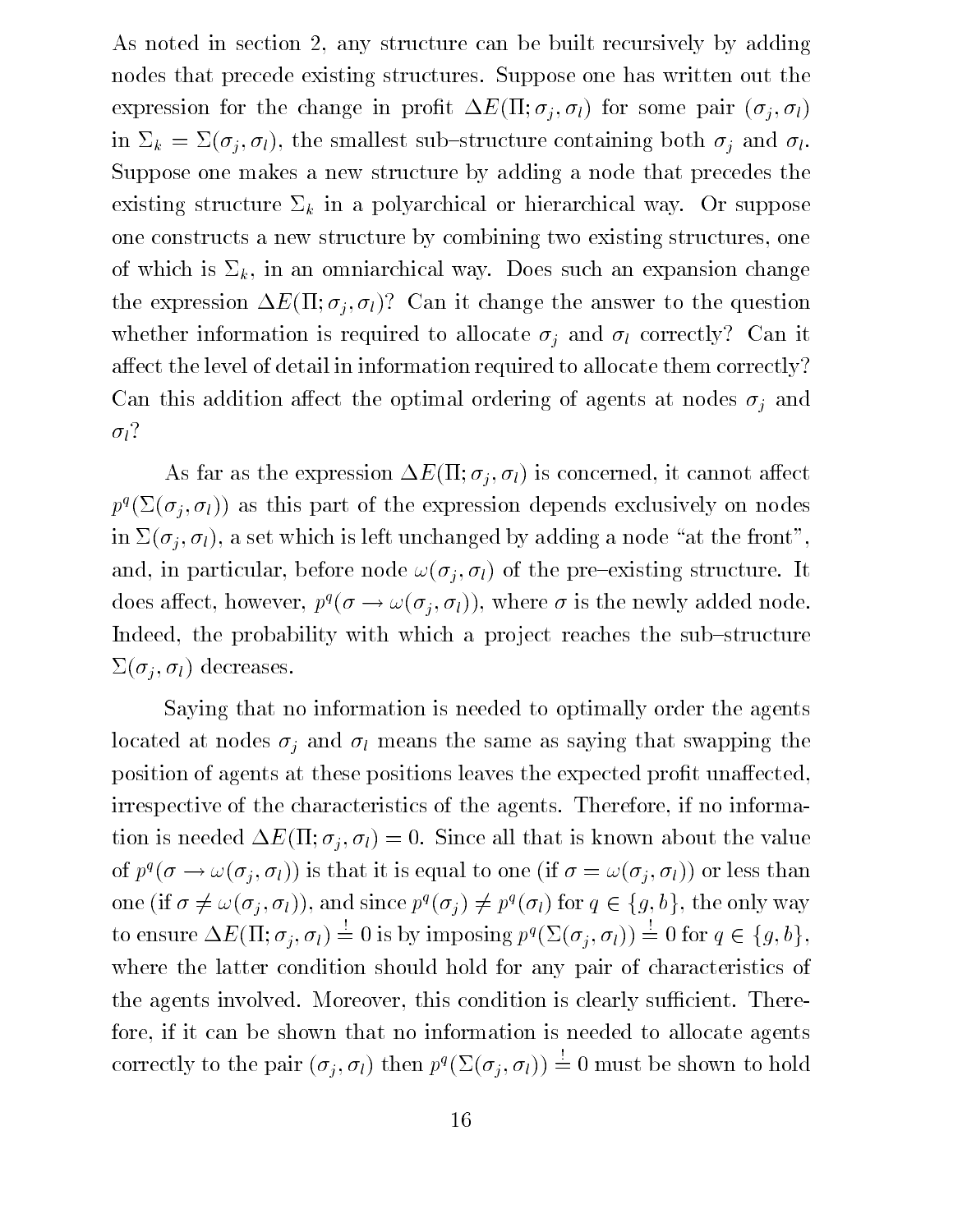As noted in section 2, any structure can be built recursively by adding nodes that precede existing structures. Suppose one has written out the expression for the change in profit $\Delta E(\Pi; \sigma_j, \sigma_l)$ for some pair $(\sigma_j, \sigma_l)$ in $\Sigma_k = \Sigma(\sigma_j, \sigma_l)$, the smallest sub–structure containing both $\sigma_j$ and $\sigma_l$. Suppose one makes a new structure by adding a node that precedes the existing structure $\Sigma_k$ in a polyarchical or hierarchical way. Or suppose one constructs a new structure by combining two existing structures, one of which is $\Sigma_k$, in an omniarchical way. Does such an expansion change the expression $\Delta E(\Pi; \sigma_j, \sigma_l)$? Can it change the answer to the question whether information is required to allocate $\sigma_j$ and $\sigma_l$ correctly? Can it affect the level of detail in information required to allocate them correctly? Can this addition affect the optimal ordering of agents at nodes $\sigma_j$ and $\sigma_l$?

As far as the expression $\Delta E(\Pi; \sigma_j, \sigma_l)$ is concerned, it cannot affect $p^q(\Sigma(\sigma_j, \sigma_l))$ as this part of the expression depends exclusively on nodes in $\Sigma(\sigma_j, \sigma_l)$, a set which is left unchanged by adding a node "at the front", and, in particular, before node $\omega(\sigma_j, \sigma_l)$ of the pre–existing structure. It does affect, however, $p^q(\sigma \rightarrow \omega(\sigma_j, \sigma_l))$, where $\sigma$ is the newly added node. Indeed, the probability with which a project reaches the sub–structure $\Sigma(\sigma_j, \sigma_l)$ decreases.

Saying that no information is needed to optimally order the agents located at nodes $\sigma_j$ and $\sigma_l$ means the same as saying that swapping the position of agents at these positions leaves the expected profit unaffected, irrespective of the characteristics of the agents. Therefore, if no information is needed $\Delta E(\Pi; \sigma_j, \sigma_l) = 0$. Since all that is known about the value of $p^q(\sigma \rightarrow \omega(\sigma_j, \sigma_l))$ is that it is equal to one (if $\sigma = \omega(\sigma_j, \sigma_l)$) or less than one (if $\sigma \neq \omega(\sigma_j, \sigma_l)$), and since $p^q(\sigma_j) \neq p^q(\sigma_l)$ for $q \in \{g, b\}$, the only way to ensure $\Delta E(\Pi; \sigma_j, \sigma_l) \stackrel{!}{=} 0$ is by imposing $p^q(\Sigma(\sigma_j, \sigma_l)) \stackrel{!}{=} 0$ for $q \in \{g, b\}$, where the latter condition should hold for any pair of characteristics of the agents involved. Moreover, this condition is clearly sufficient. Therefore, if it can be shown that no information is needed to allocate agents correctly to the pair $(\sigma_j, \sigma_l)$ then $p^q(\Sigma(\sigma_j, \sigma_l)) \stackrel{!}{=} 0$ must be shown to hold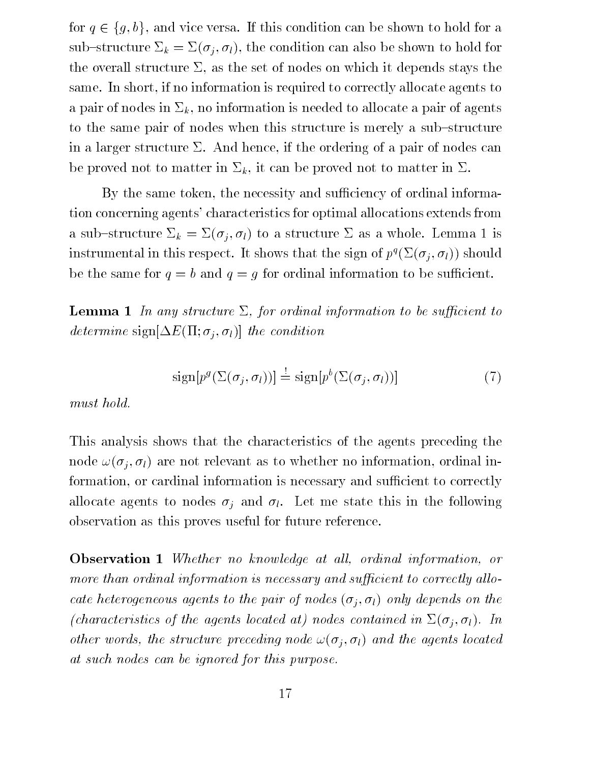for $q \in \{g, b\}$, and vice versa. If this condition can be shown to hold for a sub–structure $\Sigma_k = \Sigma(\sigma_j, \sigma_l)$, the condition can also be shown to hold for the overall structure $\Sigma$, as the set of nodes on which it depends stays the same. In short, if no information is required to correctly allocate agents to a pair of nodes in $\Sigma_k$, no information is needed to allocate a pair of agents to the same pair of nodes when this structure is merely a sub–structure in a larger structure $\Sigma$. And hence, if the ordering of a pair of nodes can be proved not to matter in $\Sigma_k$, it can be proved not to matter in $\Sigma$.

By the same token, the necessity and sufficiency of ordinal information concerning agents' characteristics for optimal allocations extends from a sub–structure $\Sigma_k = \Sigma(\sigma_j, \sigma_l)$ to a structure $\Sigma$ as a whole. Lemma 1 is instrumental in this respect. It shows that the sign of $p^q(\Sigma(\sigma_j, \sigma_l))$ should be the same for $q = b$ and $q = g$ for ordinal information to be sufficient.

**Lemma 1** *In any structure $\Sigma$, for ordinal information to be sufficient to determine* $\text{sign}[\Delta E(\Pi; \sigma_j, \sigma_l)]$ *the condition*

$$\text{sign}[p^g(\Sigma(\sigma_j, \sigma_l))] \stackrel{!}{=} \text{sign}[p^b(\Sigma(\sigma_j, \sigma_l))] \tag{7}$$

*must hold.*

This analysis shows that the characteristics of the agents preceding the node $\omega(\sigma_j, \sigma_l)$ are not relevant as to whether no information, ordinal information, or cardinal information is necessary and sufficient to correctly allocate agents to nodes $\sigma_j$ and $\sigma_l$. Let me state this in the following observation as this proves useful for future reference.

**Observation 1** *Whether no knowledge at all, ordinal information, or more than ordinal information is necessary and sufficient to correctly allocate heterogeneous agents to the pair of nodes $(\sigma_j, \sigma_l)$ only depends on the (characteristics of the agents located at) nodes contained in $\Sigma(\sigma_j, \sigma_l)$. In other words, the structure preceding node $\omega(\sigma_j, \sigma_l)$ and the agents located at such nodes can be ignored for this purpose.*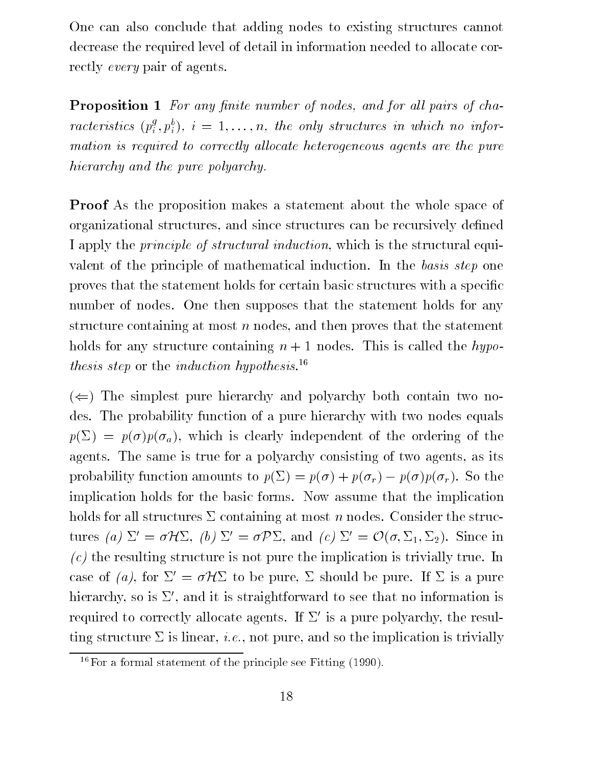One can also conclude that adding nodes to existing structures cannot decrease the required level of detail in information needed to allocate correctly *every* pair of agents.

**Proposition 1** *For any finite number of nodes, and for all pairs of characteristics* $(p_i^g, p_i^b)$*,* $i = 1, \ldots, n$*, the only structures in which no information is required to correctly allocate heterogeneous agents are the pure hierarchy and the pure polyarchy.*

**Proof** As the proposition makes a statement about the whole space of organizational structures, and since structures can be recursively defined I apply the *principle of structural induction*, which is the structural equivalent of the principle of mathematical induction. In the *basis step* one proves that the statement holds for certain basic structures with a specific number of nodes. One then supposes that the statement holds for any structure containing at most $n$ nodes, and then proves that the statement holds for any structure containing $n+1$ nodes. This is called the *hypothesis step* or the *induction hypothesis*.[16]

($\Leftarrow$) The simplest pure hierarchy and polyarchy both contain two nodes. The probability function of a pure hierarchy with two nodes equals $p(\Sigma) = p(\sigma)p(\sigma_a)$, which is clearly independent of the ordering of the agents. The same is true for a polyarchy consisting of two agents, as its probability function amounts to $p(\Sigma) = p(\sigma) + p(\sigma_r) - p(\sigma)p(\sigma_r)$. So the implication holds for the basic forms. Now assume that the implication holds for all structures $\Sigma$ containing at most $n$ nodes. Consider the structures *(a)* $\Sigma' = \sigma\mathcal{H}\Sigma$, *(b)* $\Sigma' = \sigma\mathcal{P}\Sigma$, and *(c)* $\Sigma' = \mathcal{O}(\sigma, \Sigma_1, \Sigma_2)$. Since in *(c)* the resulting structure is not pure the implication is trivially true. In case of *(a)*, for $\Sigma' = \sigma\mathcal{H}\Sigma$ to be pure, $\Sigma$ should be pure. If $\Sigma$ is a pure hierarchy, so is $\Sigma'$, and it is straightforward to see that no information is required to correctly allocate agents. If $\Sigma'$ is a pure polyarchy, the resulting structure $\Sigma$ is linear, *i.e.*, not pure, and so the implication is trivially

[16] For a formal statement of the principle see Fitting (1990).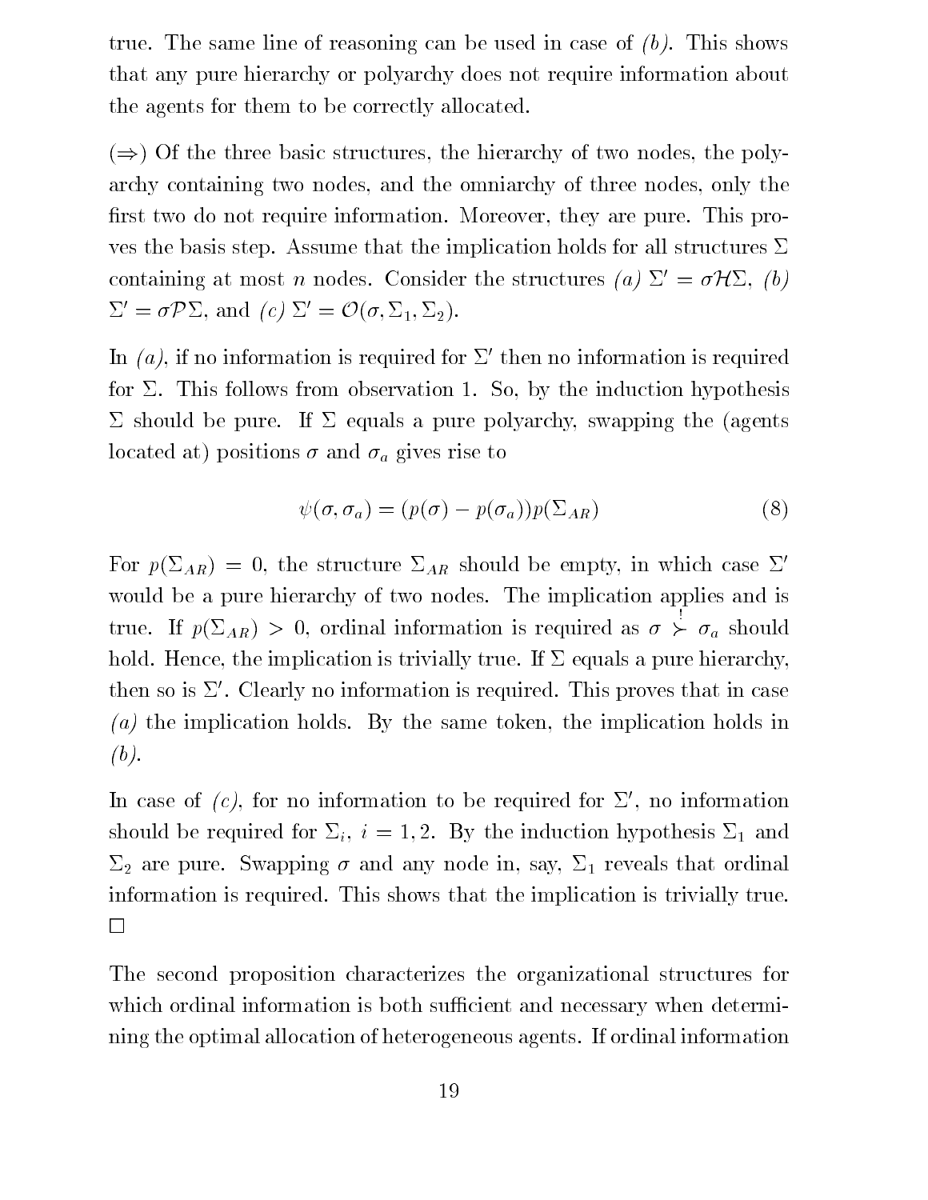true. The same line of reasoning can be used in case of *(b)*. This shows that any pure hierarchy or polyarchy does not require information about the agents for them to be correctly allocated.

($\Rightarrow$) Of the three basic structures, the hierarchy of two nodes, the polyarchy containing two nodes, and the omniarchy of three nodes, only the first two do not require information. Moreover, they are pure. This proves the basis step. Assume that the implication holds for all structures $\Sigma$ containing at most $n$ nodes. Consider the structures *(a)* $\Sigma' = \sigma\mathcal{H}\Sigma$, *(b)* $\Sigma' = \sigma\mathcal{P}\Sigma$, and *(c)* $\Sigma' = \mathcal{O}(\sigma, \Sigma_1, \Sigma_2)$.

In *(a)*, if no information is required for $\Sigma'$ then no information is required for $\Sigma$. This follows from observation 1. So, by the induction hypothesis $\Sigma$ should be pure. If $\Sigma$ equals a pure polyarchy, swapping the (agents located at) positions $\sigma$ and $\sigma_a$ gives rise to

$$\psi(\sigma, \sigma_a) = (p(\sigma) - p(\sigma_a))p(\Sigma_{AR}) \tag{8}$$

For $p(\Sigma_{AR}) = 0$, the structure $\Sigma_{AR}$ should be empty, in which case $\Sigma'$ would be a pure hierarchy of two nodes. The implication applies and is true. If $p(\Sigma_{AR}) > 0$, ordinal information is required as $\sigma \overset{!}{\succ} \sigma_a$ should hold. Hence, the implication is trivially true. If $\Sigma$ equals a pure hierarchy, then so is $\Sigma'$. Clearly no information is required. This proves that in case *(a)* the implication holds. By the same token, the implication holds in *(b)*.

In case of *(c)*, for no information to be required for $\Sigma'$, no information should be required for $\Sigma_i$, $i = 1, 2$. By the induction hypothesis $\Sigma_1$ and $\Sigma_2$ are pure. Swapping $\sigma$ and any node in, say, $\Sigma_1$ reveals that ordinal information is required. This shows that the implication is trivially true. $\square$

The second proposition characterizes the organizational structures for which ordinal information is both sufficient and necessary when determining the optimal allocation of heterogeneous agents. If ordinal information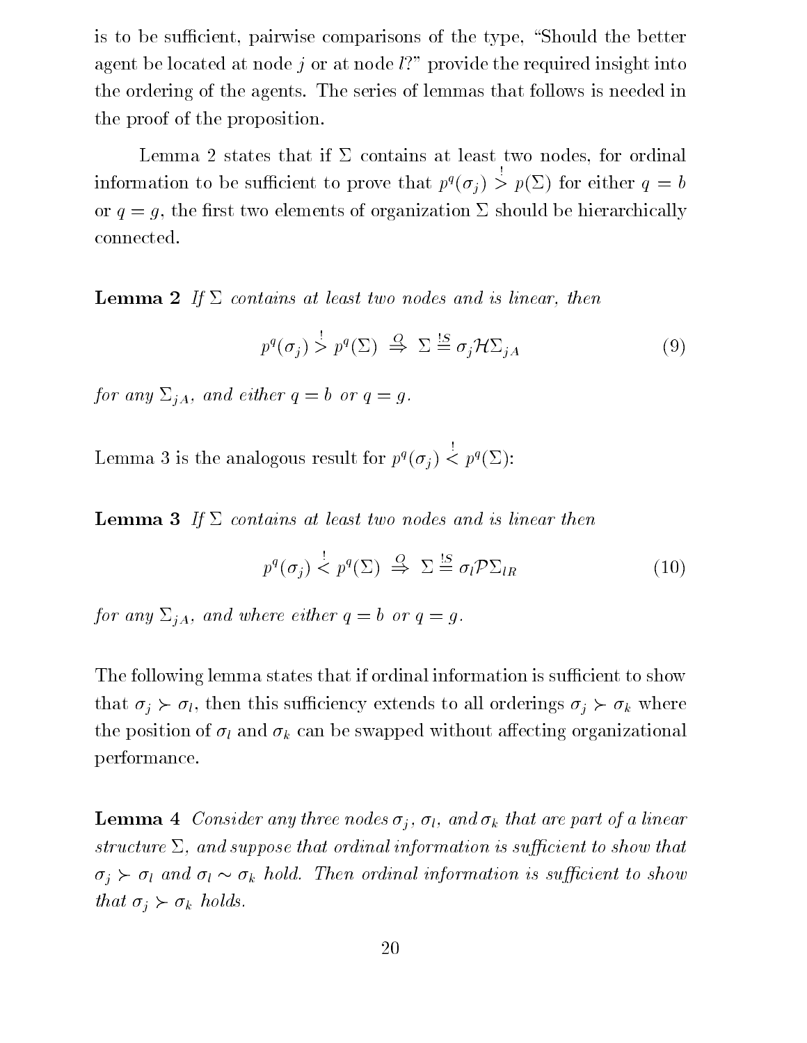is to be sufficient, pairwise comparisons of the type, "Should the better agent be located at node $j$ or at node $l$?" provide the required insight into the ordering of the agents. The series of lemmas that follows is needed in the proof of the proposition.

Lemma 2 states that if $\Sigma$ contains at least two nodes, for ordinal information to be sufficient to prove that $p^q(\sigma_j) \overset{!}{>} p(\Sigma)$ for either $q = b$ or $q = g$, the first two elements of organization $\Sigma$ should be hierarchically connected.

**Lemma 2** *If $\Sigma$ contains at least two nodes and is linear, then*

$$p^q(\sigma_j) \overset{!}{>} p^q(\Sigma) \overset{O}{\Rightarrow} \Sigma \overset{!S}{=} \sigma_j \mathcal{H} \Sigma_{jA} \tag{9}$$

*for any $\Sigma_{jA}$, and either $q = b$ or $q = g$.*

Lemma 3 is the analogous result for $p^q(\sigma_j) \overset{!}{<} p^q(\Sigma)$:

**Lemma 3** *If $\Sigma$ contains at least two nodes and is linear then*

$$p^q(\sigma_j) \overset{!}{<} p^q(\Sigma) \overset{O}{\Rightarrow} \Sigma \overset{!S}{=} \sigma_l \mathcal{P} \Sigma_{lR} \tag{10}$$

*for any $\Sigma_{jA}$, and where either $q = b$ or $q = g$.*

The following lemma states that if ordinal information is sufficient to show that $\sigma_j \succ \sigma_l$, then this sufficiency extends to all orderings $\sigma_j \succ \sigma_k$ where the position of $\sigma_l$ and $\sigma_k$ can be swapped without affecting organizational performance.

**Lemma 4** *Consider any three nodes $\sigma_j$, $\sigma_l$, and $\sigma_k$ that are part of a linear structure $\Sigma$, and suppose that ordinal information is sufficient to show that $\sigma_j \succ \sigma_l$ and $\sigma_l \sim \sigma_k$ hold. Then ordinal information is sufficient to show that $\sigma_j \succ \sigma_k$ holds.*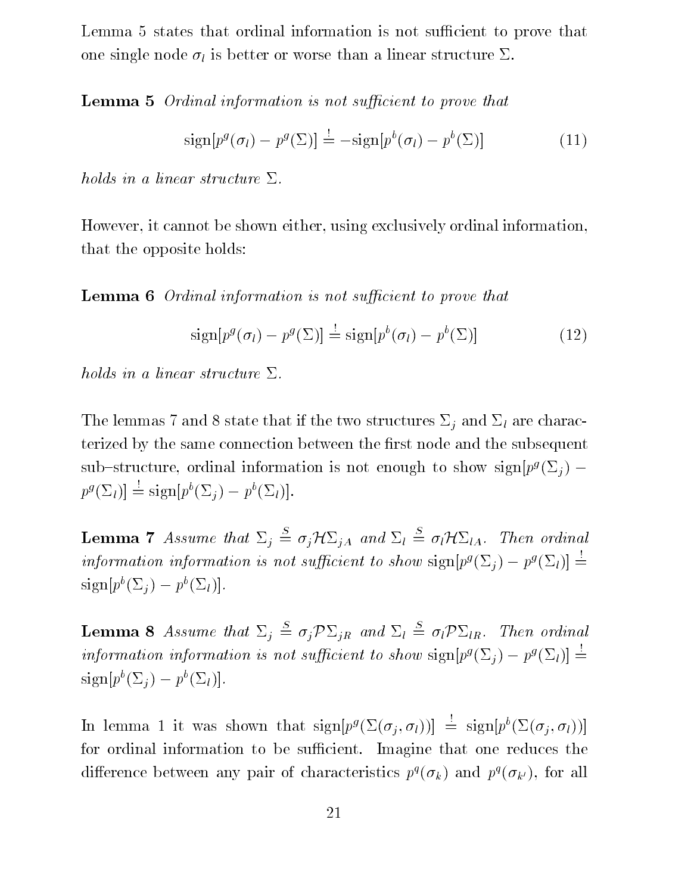Lemma 5 states that ordinal information is not sufficient to prove that one single node $\sigma_l$ is better or worse than a linear structure $\Sigma$.

**Lemma 5** *Ordinal information is not sufficient to prove that*

$$\text{sign}[p^g(\sigma_l) - p^g(\Sigma)] \stackrel{!}{=} -\text{sign}[p^b(\sigma_l) - p^b(\Sigma)] \tag{11}$$

*holds in a linear structure* $\Sigma$.

However, it cannot be shown either, using exclusively ordinal information, that the opposite holds:

**Lemma 6** *Ordinal information is not sufficient to prove that*

$$\text{sign}[p^g(\sigma_l) - p^g(\Sigma)] \stackrel{!}{=} \text{sign}[p^b(\sigma_l) - p^b(\Sigma)] \tag{12}$$

*holds in a linear structure* $\Sigma$.

The lemmas 7 and 8 state that if the two structures $\Sigma_j$ and $\Sigma_l$ are characterized by the same connection between the first node and the subsequent sub–structure, ordinal information is not enough to show $\text{sign}[p^g(\Sigma_j) - p^g(\Sigma_l)] \stackrel{!}{=} \text{sign}[p^b(\Sigma_j) - p^b(\Sigma_l)]$.

**Lemma 7** *Assume that* $\Sigma_j \stackrel{S}{=} \sigma_j \mathcal{H} \Sigma_{jA}$ *and* $\Sigma_l \stackrel{S}{=} \sigma_l \mathcal{H} \Sigma_{lA}$. *Then ordinal information information is not sufficient to show* $\text{sign}[p^g(\Sigma_j) - p^g(\Sigma_l)] \stackrel{!}{=} \text{sign}[p^b(\Sigma_j) - p^b(\Sigma_l)]$.

**Lemma 8** *Assume that* $\Sigma_j \stackrel{S}{=} \sigma_j \mathcal{P} \Sigma_{jR}$ *and* $\Sigma_l \stackrel{S}{=} \sigma_l \mathcal{P} \Sigma_{lR}$. *Then ordinal information information is not sufficient to show* $\text{sign}[p^g(\Sigma_j) - p^g(\Sigma_l)] \stackrel{!}{=} \text{sign}[p^b(\Sigma_j) - p^b(\Sigma_l)]$.

In lemma 1 it was shown that $\text{sign}[p^g(\Sigma(\sigma_j, \sigma_l))] \stackrel{!}{=} \text{sign}[p^b(\Sigma(\sigma_j, \sigma_l))]$ for ordinal information to be sufficient. Imagine that one reduces the difference between any pair of characteristics $p^q(\sigma_k)$ and $p^q(\sigma_{k'})$, for all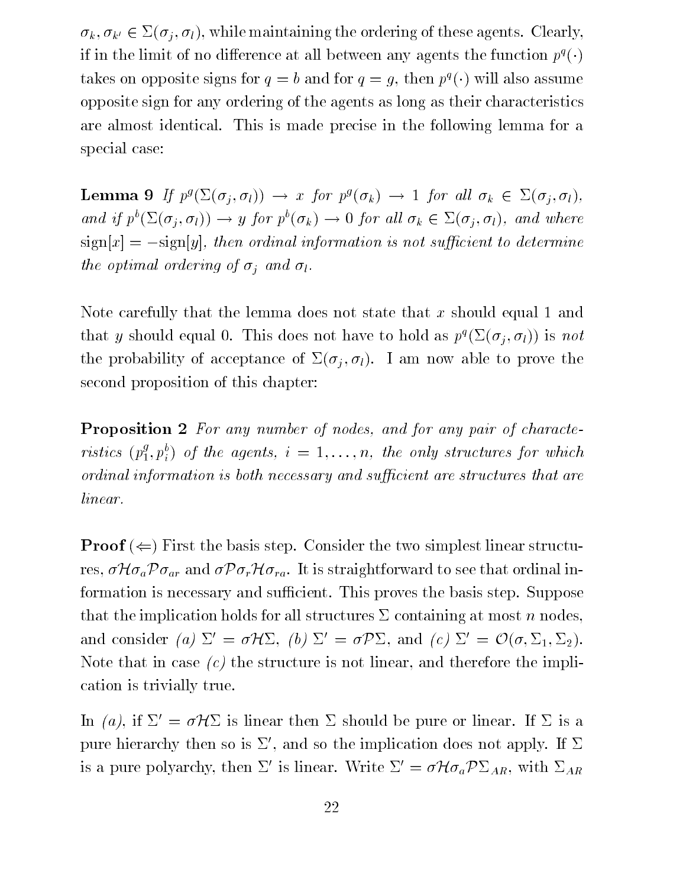$\sigma_k, \sigma_{k'} \in \Sigma(\sigma_j, \sigma_l)$, while maintaining the ordering of these agents. Clearly, if in the limit of no difference at all between any agents the function $p^q(\cdot)$ takes on opposite signs for $q = b$ and for $q = g$, then $p^q(\cdot)$ will also assume opposite sign for any ordering of the agents as long as their characteristics are almost identical. This is made precise in the following lemma for a special case:

**Lemma 9** *If $p^g(\Sigma(\sigma_j, \sigma_l)) \rightarrow x$ for $p^g(\sigma_k) \rightarrow 1$ for all $\sigma_k \in \Sigma(\sigma_j, \sigma_l)$, and if $p^b(\Sigma(\sigma_j, \sigma_l)) \rightarrow y$ for $p^b(\sigma_k) \rightarrow 0$ for all $\sigma_k \in \Sigma(\sigma_j, \sigma_l)$, and where $\text{sign}[x] = -\text{sign}[y]$, then ordinal information is not sufficient to determine the optimal ordering of $\sigma_j$ and $\sigma_l$.*

Note carefully that the lemma does not state that $x$ should equal 1 and that $y$ should equal 0. This does not have to hold as $p^q(\Sigma(\sigma_j, \sigma_l))$ is *not* the probability of acceptance of $\Sigma(\sigma_j, \sigma_l)$. I am now able to prove the second proposition of this chapter:

**Proposition 2** *For any number of nodes, and for any pair of characteristics $(p_1^g, p_i^b)$ of the agents, $i = 1, \ldots, n$, the only structures for which ordinal information is both necessary and sufficient are structures that are linear.*

**Proof** ($\Leftarrow$) First the basis step. Consider the two simplest linear structures, $\sigma\mathcal{H}\sigma_a\mathcal{P}\sigma_{ar}$ and $\sigma\mathcal{P}\sigma_r\mathcal{H}\sigma_{ra}$. It is straightforward to see that ordinal information is necessary and sufficient. This proves the basis step. Suppose that the implication holds for all structures $\Sigma$ containing at most $n$ nodes, and consider *(a)* $\Sigma' = \sigma\mathcal{H}\Sigma$, *(b)* $\Sigma' = \sigma\mathcal{P}\Sigma$, and *(c)* $\Sigma' = \mathcal{O}(\sigma, \Sigma_1, \Sigma_2)$. Note that in case *(c)* the structure is not linear, and therefore the implication is trivially true.

In *(a)*, if $\Sigma' = \sigma\mathcal{H}\Sigma$ is linear then $\Sigma$ should be pure or linear. If $\Sigma$ is a pure hierarchy then so is $\Sigma'$, and so the implication does not apply. If $\Sigma$ is a pure polyarchy, then $\Sigma'$ is linear. Write $\Sigma' = \sigma\mathcal{H}\sigma_a\mathcal{P}\Sigma_{AR}$, with $\Sigma_{AR}$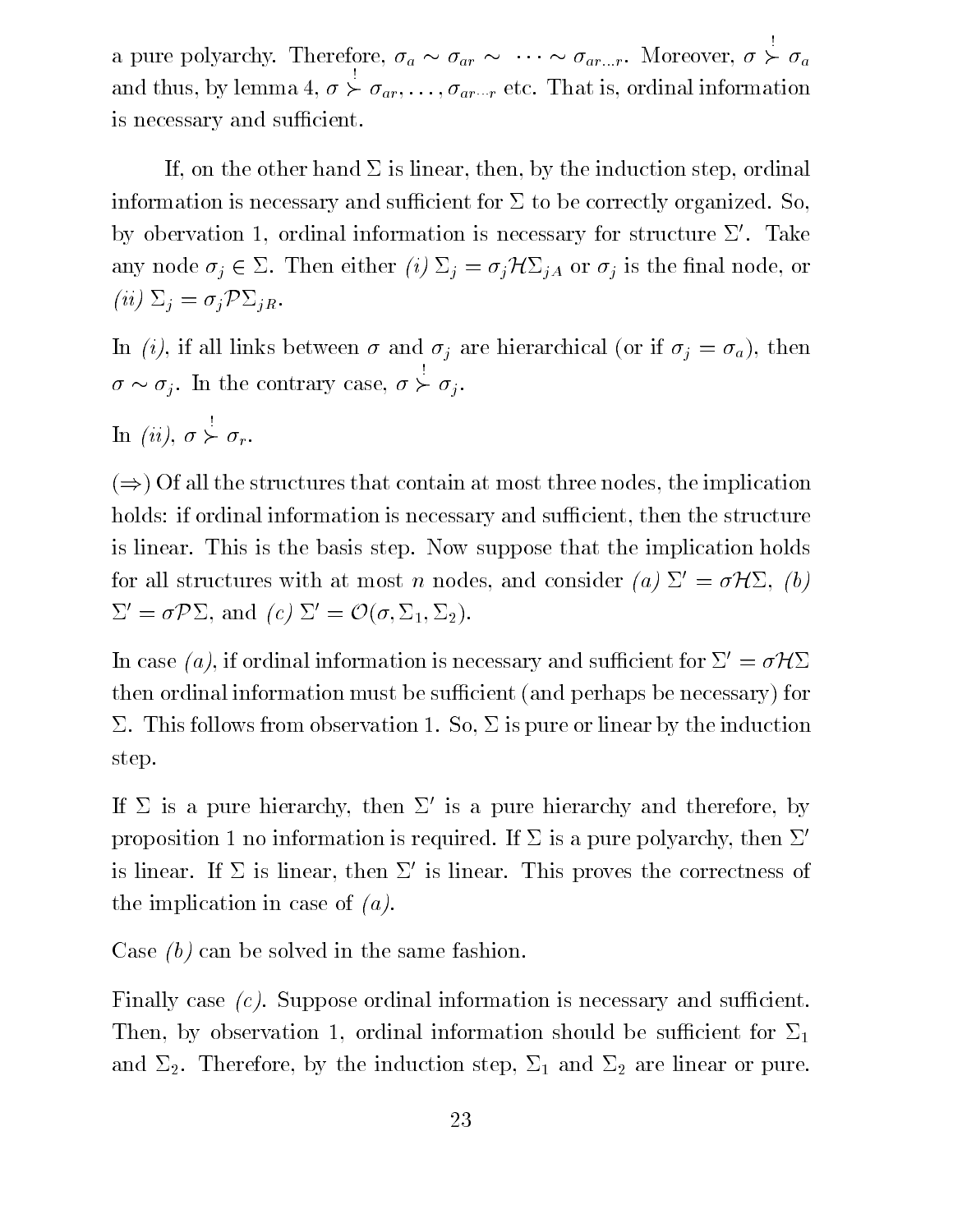a pure polyarchy. Therefore, $\sigma_a \sim \sigma_{ar} \sim \cdots \sim \sigma_{ar \ldots r}$. Moreover, $\sigma \overset{!}{\succ} \sigma_a$ and thus, by lemma 4, $\sigma \overset{!}{\succ} \sigma_{ar}, \ldots, \sigma_{ar \cdots r}$ etc. That is, ordinal information is necessary and sufficient.

If, on the other hand $\Sigma$ is linear, then, by the induction step, ordinal information is necessary and sufficient for $\Sigma$ to be correctly organized. So, by obervation 1, ordinal information is necessary for structure $\Sigma'$. Take any node $\sigma_j \in \Sigma$. Then either *(i)* $\Sigma_j = \sigma_j \mathcal{H} \Sigma_{jA}$ or $\sigma_j$ is the final node, or *(ii)* $\Sigma_j = \sigma_j \mathcal{P} \Sigma_{jR}$.

In *(i)*, if all links between $\sigma$ and $\sigma_j$ are hierarchical (or if $\sigma_j = \sigma_a$), then $\sigma \sim \sigma_j$. In the contrary case, $\sigma \overset{!}{\succ} \sigma_j$.

In *(ii)*, $\sigma \overset{!}{\succ} \sigma_r$.

($\Rightarrow$) Of all the structures that contain at most three nodes, the implication holds: if ordinal information is necessary and sufficient, then the structure is linear. This is the basis step. Now suppose that the implication holds for all structures with at most $n$ nodes, and consider *(a)* $\Sigma' = \sigma \mathcal{H} \Sigma$, *(b)* $\Sigma' = \sigma \mathcal{P} \Sigma$, and *(c)* $\Sigma' = \mathcal{O}(\sigma, \Sigma_1, \Sigma_2)$.

In case *(a)*, if ordinal information is necessary and sufficient for $\Sigma' = \sigma \mathcal{H} \Sigma$ then ordinal information must be sufficient (and perhaps be necessary) for $\Sigma$. This follows from observation 1. So, $\Sigma$ is pure or linear by the induction step.

If $\Sigma$ is a pure hierarchy, then $\Sigma'$ is a pure hierarchy and therefore, by proposition 1 no information is required. If $\Sigma$ is a pure polyarchy, then $\Sigma'$ is linear. If $\Sigma$ is linear, then $\Sigma'$ is linear. This proves the correctness of the implication in case of *(a)*.

Case *(b)* can be solved in the same fashion.

Finally case *(c)*. Suppose ordinal information is necessary and sufficient. Then, by observation 1, ordinal information should be sufficient for $\Sigma_1$ and $\Sigma_2$. Therefore, by the induction step, $\Sigma_1$ and $\Sigma_2$ are linear or pure.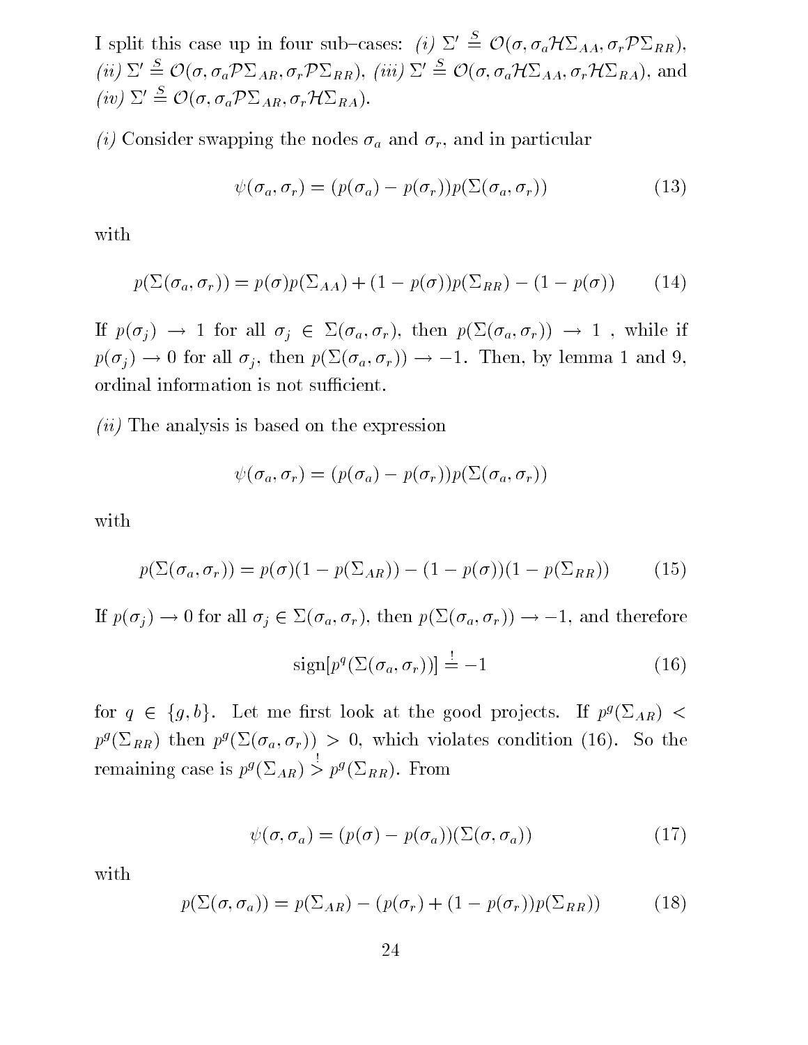I split this case up in four sub–cases: *(i)* $\Sigma' \overset{S}{=} \mathcal{O}(\sigma, \sigma_a \mathcal{H} \Sigma_{AA}, \sigma_r \mathcal{P} \Sigma_{RR})$, *(ii)* $\Sigma' \overset{S}{=} \mathcal{O}(\sigma, \sigma_a \mathcal{P} \Sigma_{AR}, \sigma_r \mathcal{P} \Sigma_{RR})$, *(iii)* $\Sigma' \overset{S}{=} \mathcal{O}(\sigma, \sigma_a \mathcal{H} \Sigma_{AA}, \sigma_r \mathcal{H} \Sigma_{RA})$, and *(iv)* $\Sigma' \overset{S}{=} \mathcal{O}(\sigma, \sigma_a \mathcal{P} \Sigma_{AR}, \sigma_r \mathcal{H} \Sigma_{RA})$.

*(i)* Consider swapping the nodes $\sigma_a$ and $\sigma_r$, and in particular

$$\psi(\sigma_a, \sigma_r) = (p(\sigma_a) - p(\sigma_r)) p(\Sigma(\sigma_a, \sigma_r)) \tag{13}$$

with

$$p(\Sigma(\sigma_a, \sigma_r)) = p(\sigma) p(\Sigma_{AA}) + (1 - p(\sigma)) p(\Sigma_{RR}) - (1 - p(\sigma)) \tag{14}$$

If $p(\sigma_j) \to 1$ for all $\sigma_j \in \Sigma(\sigma_a, \sigma_r)$, then $p(\Sigma(\sigma_a, \sigma_r)) \to 1$ , while if $p(\sigma_j) \to 0$ for all $\sigma_j$, then $p(\Sigma(\sigma_a, \sigma_r)) \to -1$. Then, by lemma 1 and 9, ordinal information is not sufficient.

*(ii)* The analysis is based on the expression

$$\psi(\sigma_a, \sigma_r) = (p(\sigma_a) - p(\sigma_r)) p(\Sigma(\sigma_a, \sigma_r))$$

with

$$p(\Sigma(\sigma_a, \sigma_r)) = p(\sigma)(1 - p(\Sigma_{AR})) - (1 - p(\sigma))(1 - p(\Sigma_{RR})) \tag{15}$$

If $p(\sigma_j) \to 0$ for all $\sigma_j \in \Sigma(\sigma_a, \sigma_r)$, then $p(\Sigma(\sigma_a, \sigma_r)) \to -1$, and therefore

$$\text{sign}[p^q(\Sigma(\sigma_a, \sigma_r))] \overset{!}{=} -1 \tag{16}$$

for $q \in \{g, b\}$. Let me first look at the good projects. If $p^g(\Sigma_{AR}) < p^g(\Sigma_{RR})$ then $p^g(\Sigma(\sigma_a, \sigma_r)) > 0$, which violates condition (16). So the remaining case is $p^g(\Sigma_{AR}) \overset{!}{>} p^g(\Sigma_{RR})$. From

$$\psi(\sigma, \sigma_a) = (p(\sigma) - p(\sigma_a))(\Sigma(\sigma, \sigma_a)) \tag{17}$$

with

$$p(\Sigma(\sigma, \sigma_a)) = p(\Sigma_{AR}) - (p(\sigma_r) + (1 - p(\sigma_r)) p(\Sigma_{RR})) \tag{18}$$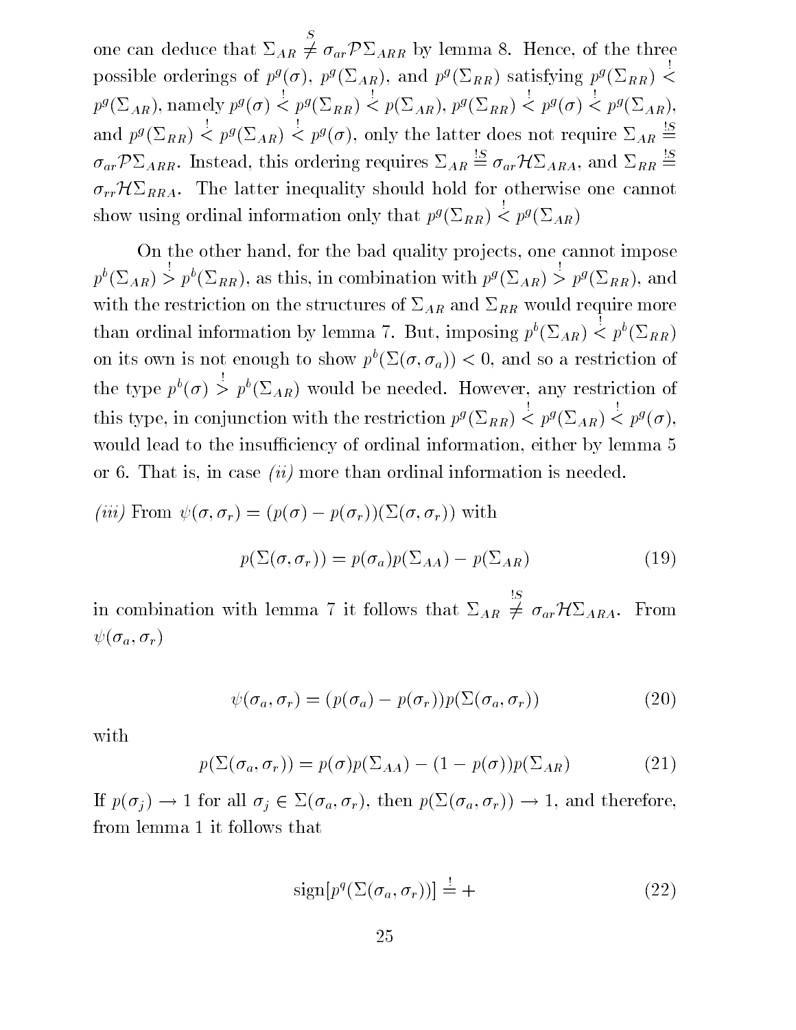one can deduce that $\Sigma_{AR} \overset{S}{\neq} \sigma_{ar}\mathcal{P}\Sigma_{ARR}$ by lemma 8. Hence, of the three possible orderings of $p^g(\sigma)$, $p^g(\Sigma_{AR})$, and $p^g(\Sigma_{RR})$ satisfying $p^g(\Sigma_{RR}) \overset{!}{<} p^g(\Sigma_{AR})$, namely $p^g(\sigma) \overset{!}{<} p^g(\Sigma_{RR}) \overset{!}{<} p(\Sigma_{AR})$, $p^g(\Sigma_{RR}) \overset{!}{<} p^g(\sigma) \overset{!}{<} p^g(\Sigma_{AR})$, and $p^g(\Sigma_{RR}) \overset{!}{<} p^g(\Sigma_{AR}) \overset{!}{<} p^g(\sigma)$, only the latter does not require $\Sigma_{AR} \overset{!S}{=} \sigma_{ar}\mathcal{P}\Sigma_{ARR}$. Instead, this ordering requires $\Sigma_{AR} \overset{!S}{=} \sigma_{ar}\mathcal{H}\Sigma_{ARA}$, and $\Sigma_{RR} \overset{!S}{=} \sigma_{rr}\mathcal{H}\Sigma_{RRA}$. The latter inequality should hold for otherwise one cannot show using ordinal information only that $p^g(\Sigma_{RR}) \overset{!}{<} p^g(\Sigma_{AR})$

On the other hand, for the bad quality projects, one cannot impose $p^b(\Sigma_{AR}) \overset{!}{>} p^b(\Sigma_{RR})$, as this, in combination with $p^g(\Sigma_{AR}) \overset{!}{>} p^g(\Sigma_{RR})$, and with the restriction on the structures of $\Sigma_{AR}$ and $\Sigma_{RR}$ would require more than ordinal information by lemma 7. But, imposing $p^b(\Sigma_{AR}) \overset{!}{<} p^b(\Sigma_{RR})$ on its own is not enough to show $p^b(\Sigma(\sigma, \sigma_a)) < 0$, and so a restriction of the type $p^b(\sigma) \overset{!}{>} p^b(\Sigma_{AR})$ would be needed. However, any restriction of this type, in conjunction with the restriction $p^g(\Sigma_{RR}) \overset{!}{<} p^g(\Sigma_{AR}) \overset{!}{<} p^g(\sigma)$, would lead to the insufficiency of ordinal information, either by lemma 5 or 6. That is, in case *(ii)* more than ordinal information is needed.

*(iii)* From $\psi(\sigma, \sigma_r) = (p(\sigma) - p(\sigma_r))(\Sigma(\sigma, \sigma_r))$ with

$$p(\Sigma(\sigma, \sigma_r)) = p(\sigma_a)p(\Sigma_{AA}) - p(\Sigma_{AR}) \tag{19}$$

in combination with lemma 7 it follows that $\Sigma_{AR} \overset{!S}{\neq} \sigma_{ar}\mathcal{H}\Sigma_{ARA}$. From $\psi(\sigma_a, \sigma_r)$

$$\psi(\sigma_a, \sigma_r) = (p(\sigma_a) - p(\sigma_r))p(\Sigma(\sigma_a, \sigma_r)) \tag{20}$$

with

$$p(\Sigma(\sigma_a, \sigma_r)) = p(\sigma)p(\Sigma_{AA}) - (1 - p(\sigma))p(\Sigma_{AR}) \tag{21}$$

If $p(\sigma_j) \to 1$ for all $\sigma_j \in \Sigma(\sigma_a, \sigma_r)$, then $p(\Sigma(\sigma_a, \sigma_r)) \to 1$, and therefore, from lemma 1 it follows that

$$\text{sign}[p^q(\Sigma(\sigma_a, \sigma_r))] \overset{!}{=} + \tag{22}$$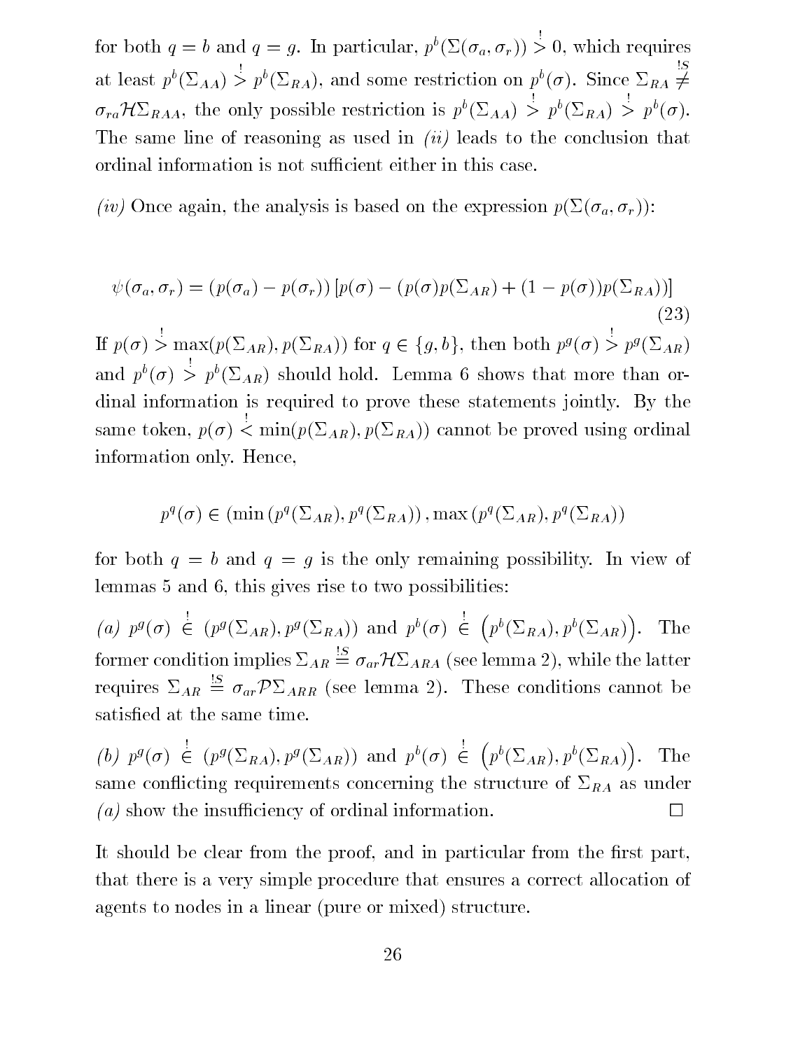for both $q = b$ and $q = g$. In particular, $p^b(\Sigma(\sigma_a, \sigma_r)) \stackrel{!}{>} 0$, which requires at least $p^b(\Sigma_{AA}) \stackrel{!}{>} p^b(\Sigma_{RA})$, and some restriction on $p^b(\sigma)$. Since $\Sigma_{RA} \stackrel{!S}{\neq} \sigma_{ra}\mathcal{H}\Sigma_{RAA}$, the only possible restriction is $p^b(\Sigma_{AA}) \stackrel{!}{>} p^b(\Sigma_{RA}) \stackrel{!}{>} p^b(\sigma)$. The same line of reasoning as used in *(ii)* leads to the conclusion that ordinal information is not sufficient either in this case.

*(iv)* Once again, the analysis is based on the expression $p(\Sigma(\sigma_a, \sigma_r))$:

$$\psi(\sigma_a, \sigma_r) = (p(\sigma_a) - p(\sigma_r))\left[p(\sigma) - (p(\sigma)p(\Sigma_{AR}) + (1 - p(\sigma))p(\Sigma_{RA}))\right] \tag{23}$$

If $p(\sigma) \stackrel{!}{>} \max(p(\Sigma_{AR}), p(\Sigma_{RA}))$ for $q \in \{g, b\}$, then both $p^g(\sigma) \stackrel{!}{>} p^g(\Sigma_{AR})$ and $p^b(\sigma) \stackrel{!}{>} p^b(\Sigma_{AR})$ should hold. Lemma 6 shows that more than ordinal information is required to prove these statements jointly. By the same token, $p(\sigma) \stackrel{!}{<} \min(p(\Sigma_{AR}), p(\Sigma_{RA}))$ cannot be proved using ordinal information only. Hence,

$$p^q(\sigma) \in \left(\min\left(p^q(\Sigma_{AR}), p^q(\Sigma_{RA})\right), \max\left(p^q(\Sigma_{AR}), p^q(\Sigma_{RA})\right)\right)$$

for both $q = b$ and $q = g$ is the only remaining possibility. In view of lemmas 5 and 6, this gives rise to two possibilities:

*(a)* $p^g(\sigma) \stackrel{!}{\in} (p^g(\Sigma_{AR}), p^g(\Sigma_{RA}))$ and $p^b(\sigma) \stackrel{!}{\in} \left(p^b(\Sigma_{RA}), p^b(\Sigma_{AR})\right)$. The former condition implies $\Sigma_{AR} \stackrel{!S}{=} \sigma_{ar}\mathcal{H}\Sigma_{ARA}$ (see lemma 2), while the latter requires $\Sigma_{AR} \stackrel{!S}{=} \sigma_{ar}\mathcal{P}\Sigma_{ARR}$ (see lemma 2). These conditions cannot be satisfied at the same time.

*(b)* $p^g(\sigma) \stackrel{!}{\in} (p^g(\Sigma_{RA}), p^g(\Sigma_{AR}))$ and $p^b(\sigma) \stackrel{!}{\in} \left(p^b(\Sigma_{AR}), p^b(\Sigma_{RA})\right)$. The same conflicting requirements concerning the structure of $\Sigma_{RA}$ as under *(a)* show the insufficiency of ordinal information. □

It should be clear from the proof, and in particular from the first part, that there is a very simple procedure that ensures a correct allocation of agents to nodes in a linear (pure or mixed) structure.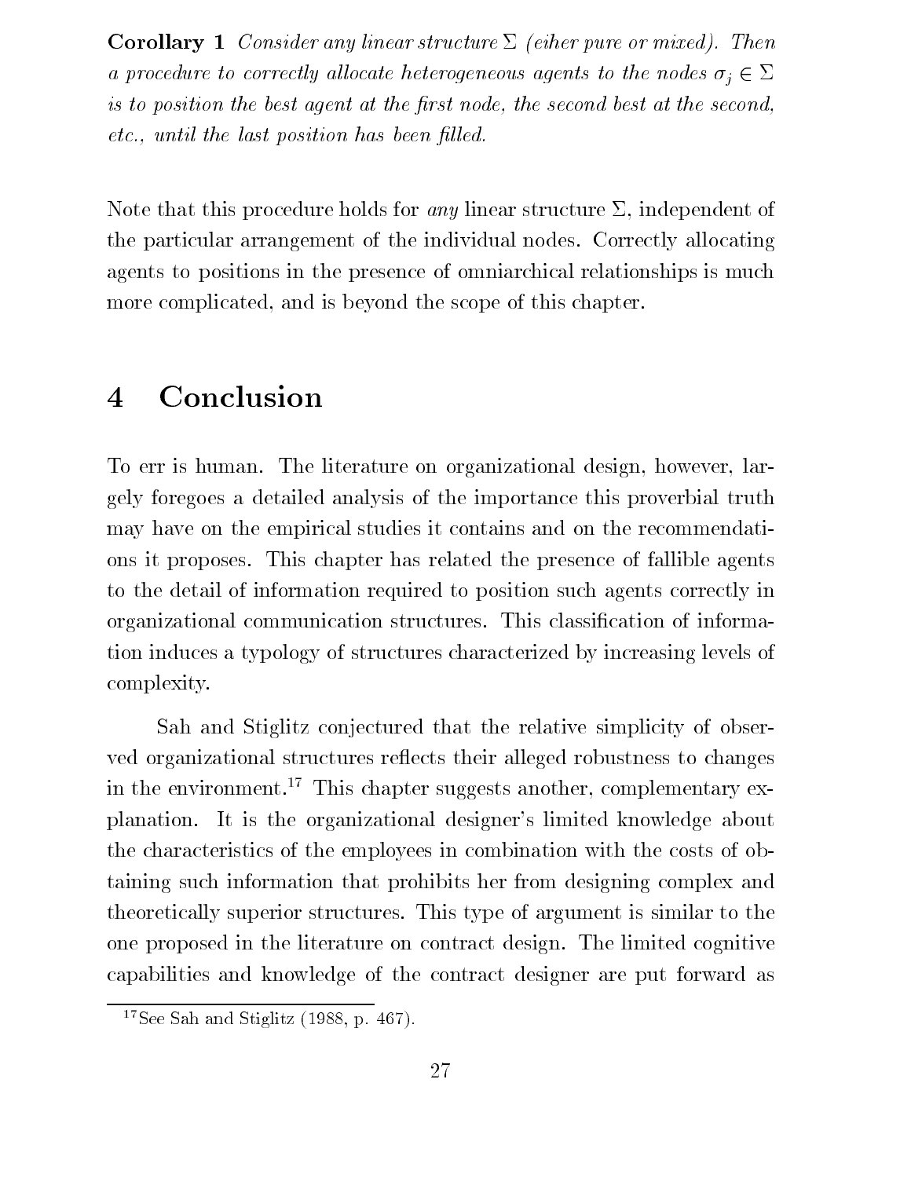**Corollary 1** *Consider any linear structure $\Sigma$ (eiher pure or mixed). Then a procedure to correctly allocate heterogeneous agents to the nodes $\sigma_j \in \Sigma$ is to position the best agent at the first node, the second best at the second, etc., until the last position has been filled.*

Note that this procedure holds for *any* linear structure $\Sigma$, independent of the particular arrangement of the individual nodes. Correctly allocating agents to positions in the presence of omniarchical relationships is much more complicated, and is beyond the scope of this chapter.

# 4 Conclusion

To err is human. The literature on organizational design, however, largely foregoes a detailed analysis of the importance this proverbial truth may have on the empirical studies it contains and on the recommendations it proposes. This chapter has related the presence of fallible agents to the detail of information required to position such agents correctly in organizational communication structures. This classification of information induces a typology of structures characterized by increasing levels of complexity.

Sah and Stiglitz conjectured that the relative simplicity of observed organizational structures reflects their alleged robustness to changes in the environment.[17] This chapter suggests another, complementary explanation. It is the organizational designer's limited knowledge about the characteristics of the employees in combination with the costs of obtaining such information that prohibits her from designing complex and theoretically superior structures. This type of argument is similar to the one proposed in the literature on contract design. The limited cognitive capabilities and knowledge of the contract designer are put forward as

[17] See Sah and Stiglitz (1988, p. 467).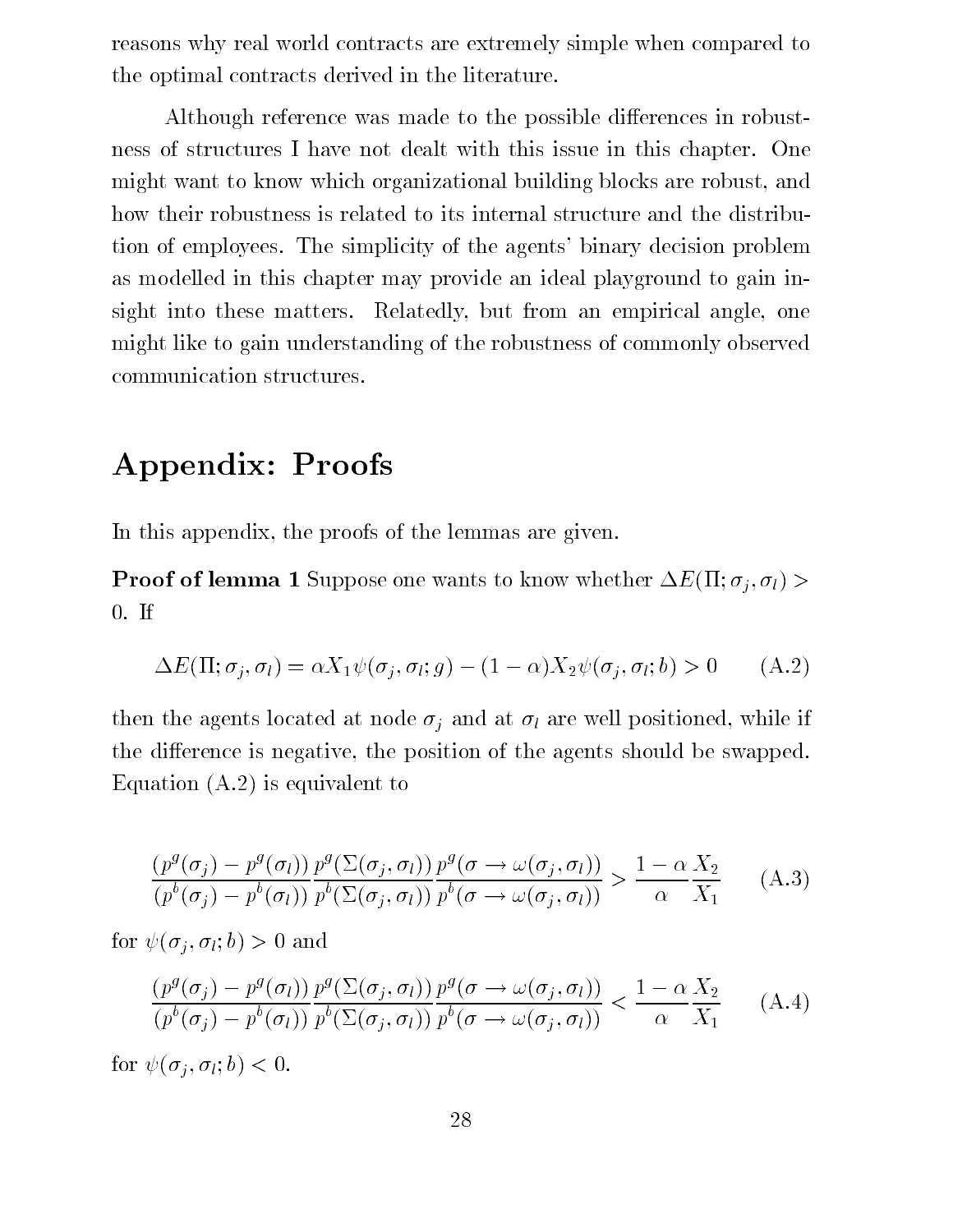reasons why real world contracts are extremely simple when compared to the optimal contracts derived in the literature.

Although reference was made to the possible differences in robustness of structures I have not dealt with this issue in this chapter. One might want to know which organizational building blocks are robust, and how their robustness is related to its internal structure and the distribution of employees. The simplicity of the agents' binary decision problem as modelled in this chapter may provide an ideal playground to gain insight into these matters. Relatedly, but from an empirical angle, one might like to gain understanding of the robustness of commonly observed communication structures.

## Appendix: Proofs

In this appendix, the proofs of the lemmas are given.

**Proof of lemma 1** Suppose one wants to know whether $\Delta E(\Pi; \sigma_j, \sigma_l) > 0$. If

$$\Delta E(\Pi; \sigma_j, \sigma_l) = \alpha X_1 \psi(\sigma_j, \sigma_l; g) - (1-\alpha) X_2 \psi(\sigma_j, \sigma_l; b) > 0 \qquad \text{(A.2)}$$

then the agents located at node $\sigma_j$ and at $\sigma_l$ are well positioned, while if the difference is negative, the position of the agents should be swapped. Equation (A.2) is equivalent to

$$\frac{(p^g(\sigma_j) - p^g(\sigma_l))}{(p^b(\sigma_j) - p^b(\sigma_l))} \frac{p^g(\Sigma(\sigma_j, \sigma_l))}{p^b(\Sigma(\sigma_j, \sigma_l))} \frac{p^g(\sigma \to \omega(\sigma_j, \sigma_l))}{p^b(\sigma \to \omega(\sigma_j, \sigma_l))} > \frac{1-\alpha}{\alpha} \frac{X_2}{X_1} \qquad \text{(A.3)}$$

for $\psi(\sigma_j, \sigma_l; b) > 0$ and

$$\frac{(p^g(\sigma_j) - p^g(\sigma_l))}{(p^b(\sigma_j) - p^b(\sigma_l))} \frac{p^g(\Sigma(\sigma_j, \sigma_l))}{p^b(\Sigma(\sigma_j, \sigma_l))} \frac{p^g(\sigma \to \omega(\sigma_j, \sigma_l))}{p^b(\sigma \to \omega(\sigma_j, \sigma_l))} < \frac{1-\alpha}{\alpha} \frac{X_2}{X_1} \qquad \text{(A.4)}$$

for $\psi(\sigma_j, \sigma_l; b) < 0$.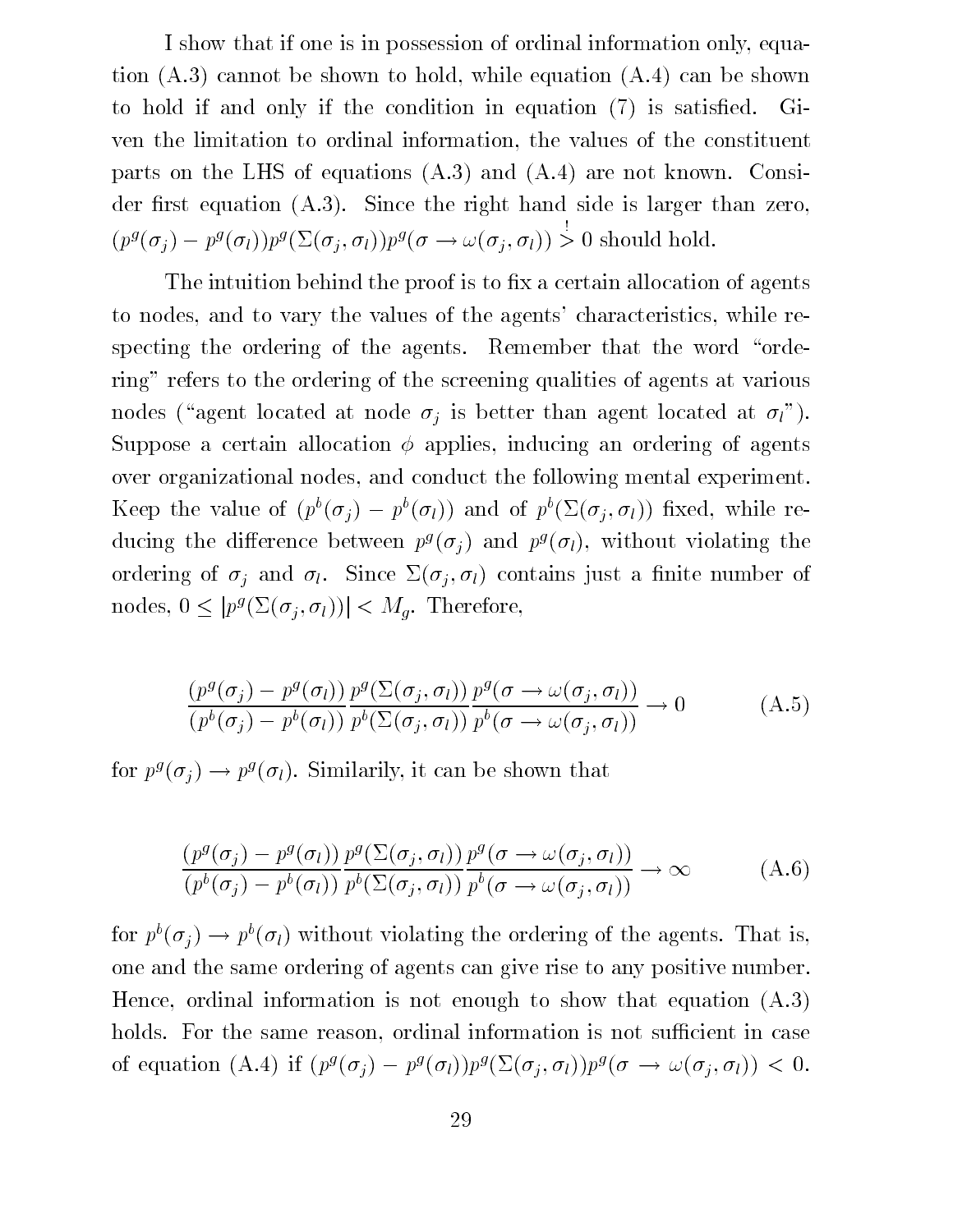I show that if one is in possession of ordinal information only, equation (A.3) cannot be shown to hold, while equation (A.4) can be shown to hold if and only if the condition in equation (7) is satisfied. Given the limitation to ordinal information, the values of the constituent parts on the LHS of equations (A.3) and (A.4) are not known. Consider first equation (A.3). Since the right hand side is larger than zero, $(p^g(\sigma_j) - p^g(\sigma_l))p^g(\Sigma(\sigma_j, \sigma_l))p^g(\sigma \to \omega(\sigma_j, \sigma_l)) \overset{!}{>} 0$ should hold.

The intuition behind the proof is to fix a certain allocation of agents to nodes, and to vary the values of the agents' characteristics, while respecting the ordering of the agents. Remember that the word "ordering" refers to the ordering of the screening qualities of agents at various nodes ("agent located at node $\sigma_j$ is better than agent located at $\sigma_l$"). Suppose a certain allocation $\phi$ applies, inducing an ordering of agents over organizational nodes, and conduct the following mental experiment. Keep the value of $(p^b(\sigma_j) - p^b(\sigma_l))$ and of $p^b(\Sigma(\sigma_j, \sigma_l))$ fixed, while reducing the difference between $p^g(\sigma_j)$ and $p^g(\sigma_l)$, without violating the ordering of $\sigma_j$ and $\sigma_l$. Since $\Sigma(\sigma_j, \sigma_l)$ contains just a finite number of nodes, $0 \leq |p^g(\Sigma(\sigma_j, \sigma_l))| < M_g$. Therefore,

$$\frac{(p^g(\sigma_j) - p^g(\sigma_l))}{(p^b(\sigma_j) - p^b(\sigma_l))} \frac{p^g(\Sigma(\sigma_j, \sigma_l))}{p^b(\Sigma(\sigma_j, \sigma_l))} \frac{p^g(\sigma \to \omega(\sigma_j, \sigma_l))}{p^b(\sigma \to \omega(\sigma_j, \sigma_l))} \to 0 \tag{A.5}$$

for $p^g(\sigma_j) \to p^g(\sigma_l)$. Similarily, it can be shown that

$$\frac{(p^g(\sigma_j) - p^g(\sigma_l))}{(p^b(\sigma_j) - p^b(\sigma_l))} \frac{p^g(\Sigma(\sigma_j, \sigma_l))}{p^b(\Sigma(\sigma_j, \sigma_l))} \frac{p^g(\sigma \to \omega(\sigma_j, \sigma_l))}{p^b(\sigma \to \omega(\sigma_j, \sigma_l))} \to \infty \tag{A.6}$$

for $p^b(\sigma_j) \to p^b(\sigma_l)$ without violating the ordering of the agents. That is, one and the same ordering of agents can give rise to any positive number. Hence, ordinal information is not enough to show that equation (A.3) holds. For the same reason, ordinal information is not sufficient in case of equation (A.4) if $(p^g(\sigma_j) - p^g(\sigma_l))p^g(\Sigma(\sigma_j, \sigma_l))p^g(\sigma \to \omega(\sigma_j, \sigma_l)) < 0$.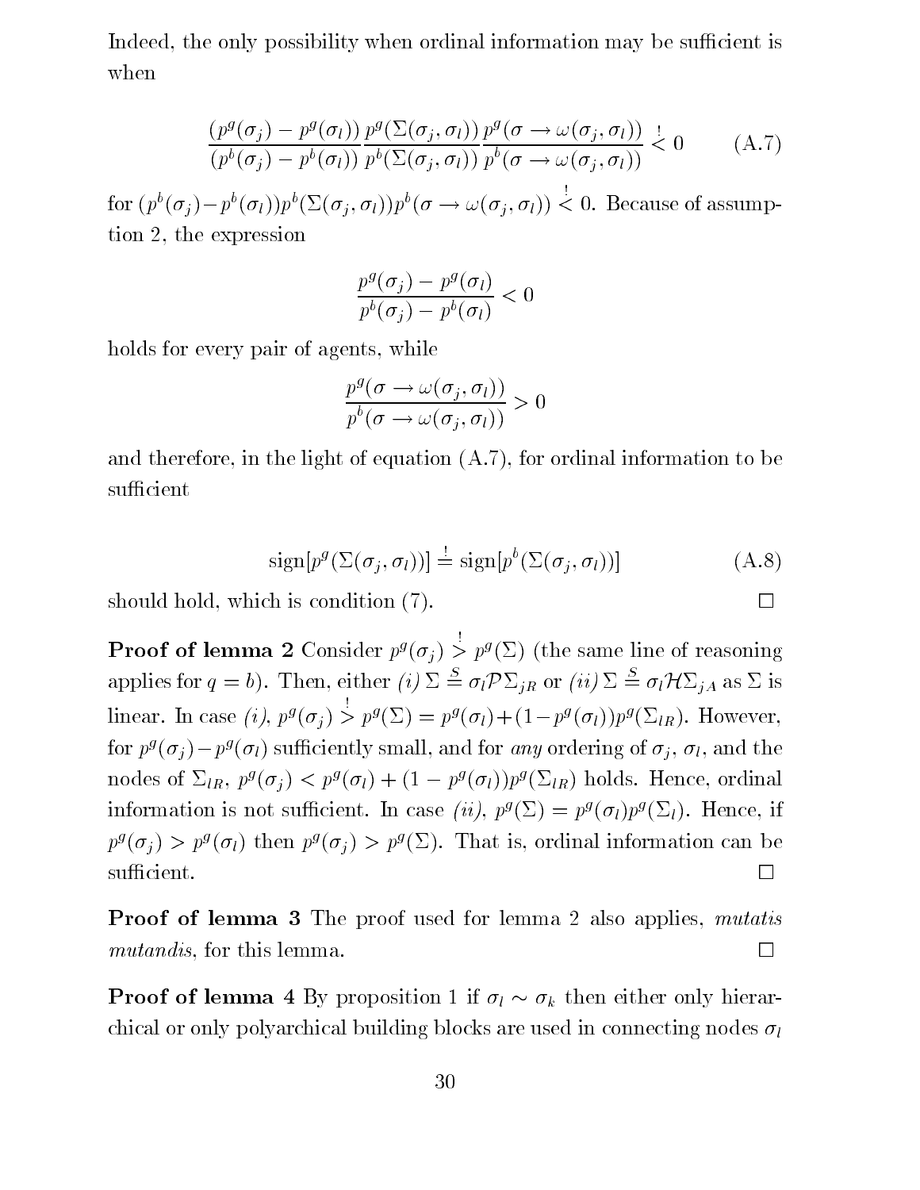Indeed, the only possibility when ordinal information may be sufficient is when

$$\frac{(p^g(\sigma_j) - p^g(\sigma_l))}{(p^b(\sigma_j) - p^b(\sigma_l))} \frac{p^g(\Sigma(\sigma_j, \sigma_l))}{p^b(\Sigma(\sigma_j, \sigma_l))} \frac{p^g(\sigma \rightarrow \omega(\sigma_j, \sigma_l))}{p^b(\sigma \rightarrow \omega(\sigma_j, \sigma_l))} \overset{!}{<} 0 \qquad \text{(A.7)}$$

for $(p^b(\sigma_j) - p^b(\sigma_l)) p^b(\Sigma(\sigma_j, \sigma_l)) p^b(\sigma \rightarrow \omega(\sigma_j, \sigma_l)) \overset{!}{<} 0$. Because of assumption 2, the expression

$$\frac{p^g(\sigma_j) - p^g(\sigma_l)}{p^b(\sigma_j) - p^b(\sigma_l)} < 0$$

holds for every pair of agents, while

$$\frac{p^g(\sigma \rightarrow \omega(\sigma_j, \sigma_l))}{p^b(\sigma \rightarrow \omega(\sigma_j, \sigma_l))} > 0$$

and therefore, in the light of equation (A.7), for ordinal information to be sufficient

$$\text{sign}[p^g(\Sigma(\sigma_j, \sigma_l))] \overset{!}{=} \text{sign}[p^b(\Sigma(\sigma_j, \sigma_l))] \qquad \text{(A.8)}$$

should hold, which is condition (7). □

**Proof of lemma 2** Consider $p^g(\sigma_j) \overset{!}{>} p^g(\Sigma)$ (the same line of reasoning applies for $q = b$). Then, either *(i)* $\Sigma \overset{S}{=} \sigma_l \mathcal{P} \Sigma_{jR}$ or *(ii)* $\Sigma \overset{S}{=} \sigma_l \mathcal{H} \Sigma_{jA}$ as $\Sigma$ is linear. In case *(i)*, $p^g(\sigma_j) \overset{!}{>} p^g(\Sigma) = p^g(\sigma_l) + (1 - p^g(\sigma_l)) p^g(\Sigma_{lR})$. However, for $p^g(\sigma_j) - p^g(\sigma_l)$ sufficiently small, and for *any* ordering of $\sigma_j$, $\sigma_l$, and the nodes of $\Sigma_{lR}$, $p^g(\sigma_j) < p^g(\sigma_l) + (1 - p^g(\sigma_l)) p^g(\Sigma_{lR})$ holds. Hence, ordinal information is not sufficient. In case *(ii)*, $p^g(\Sigma) = p^g(\sigma_l) p^g(\Sigma_l)$. Hence, if $p^g(\sigma_j) > p^g(\sigma_l)$ then $p^g(\sigma_j) > p^g(\Sigma)$. That is, ordinal information can be sufficient. □

**Proof of lemma 3** The proof used for lemma 2 also applies, *mutatis mutandis*, for this lemma. □

**Proof of lemma 4** By proposition 1 if $\sigma_l \sim \sigma_k$ then either only hierarchical or only polyarchical building blocks are used in connecting nodes $\sigma_l$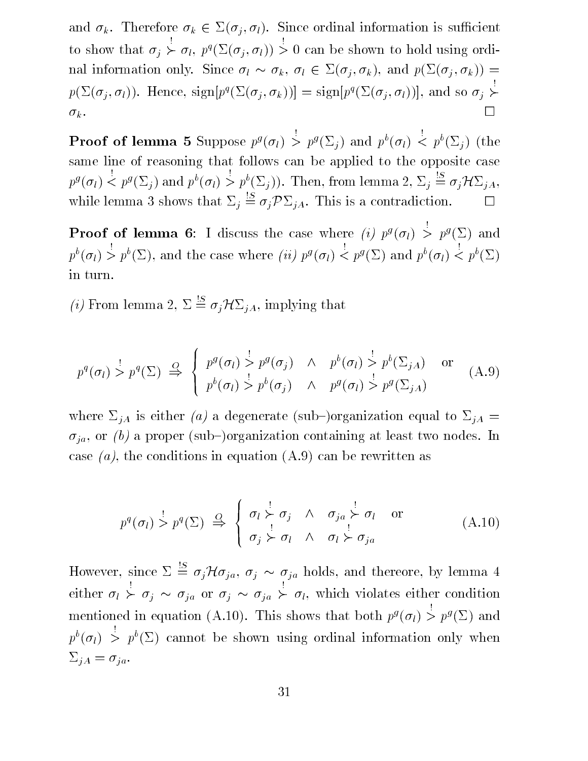and $\sigma_k$. Therefore $\sigma_k \in \Sigma(\sigma_j, \sigma_l)$. Since ordinal information is sufficient to show that $\sigma_j \overset{!}{\succ} \sigma_l$, $p^q(\Sigma(\sigma_j, \sigma_l)) \overset{!}{>} 0$ can be shown to hold using ordinal information only. Since $\sigma_l \sim \sigma_k$, $\sigma_l \in \Sigma(\sigma_j, \sigma_k)$, and $p(\Sigma(\sigma_j, \sigma_k)) = p(\Sigma(\sigma_j, \sigma_l))$. Hence, $\text{sign}[p^q(\Sigma(\sigma_j, \sigma_k))] = \text{sign}[p^q(\Sigma(\sigma_j, \sigma_l))]$, and so $\sigma_j \overset{!}{\succ} \sigma_k$. $\square$

**Proof of lemma 5** Suppose $p^g(\sigma_l) \overset{!}{>} p^g(\Sigma_j)$ and $p^b(\sigma_l) \overset{!}{<} p^b(\Sigma_j)$ (the same line of reasoning that follows can be applied to the opposite case $p^g(\sigma_l) \overset{!}{<} p^g(\Sigma_j)$ and $p^b(\sigma_l) \overset{!}{>} p^b(\Sigma_j)$). Then, from lemma 2, $\Sigma_j \overset{!S}{=} \sigma_j \mathcal{H} \Sigma_{jA}$, while lemma 3 shows that $\Sigma_j \overset{!S}{=} \sigma_j \mathcal{P} \Sigma_{jA}$. This is a contradiction. $\square$

**Proof of lemma 6**: I discuss the case where *(i)* $p^g(\sigma_l) \overset{!}{>} p^g(\Sigma)$ and $p^b(\sigma_l) \overset{!}{>} p^b(\Sigma)$, and the case where *(ii)* $p^g(\sigma_l) \overset{!}{<} p^g(\Sigma)$ and $p^b(\sigma_l) \overset{!}{<} p^b(\Sigma)$ in turn.

*(i)* From lemma 2, $\Sigma \overset{!S}{=} \sigma_j \mathcal{H} \Sigma_{jA}$, implying that

$$
p^q(\sigma_l) \overset{!}{>} p^q(\Sigma) \overset{O}{\Rightarrow} \begin{cases} p^g(\sigma_l) \overset{!}{>} p^g(\sigma_j) & \wedge \quad p^b(\sigma_l) \overset{!}{>} p^b(\Sigma_{jA}) \quad \text{or} \\ p^b(\sigma_l) \overset{!}{>} p^b(\sigma_j) & \wedge \quad p^g(\sigma_l) \overset{!}{>} p^g(\Sigma_{jA}) \end{cases} \tag{A.9}
$$

where $\Sigma_{jA}$ is either *(a)* a degenerate (sub–)organization equal to $\Sigma_{jA} = \sigma_{ja}$, or *(b)* a proper (sub–)organization containing at least two nodes. In case *(a)*, the conditions in equation (A.9) can be rewritten as

$$
p^q(\sigma_l) \overset{!}{>} p^q(\Sigma) \overset{O}{\Rightarrow} \begin{cases} \sigma_l \overset{!}{\succ} \sigma_j & \wedge \quad \sigma_{ja} \overset{!}{\succ} \sigma_l \quad \text{or} \\ \sigma_j \overset{!}{\succ} \sigma_l & \wedge \quad \sigma_l \overset{!}{\succ} \sigma_{ja} \end{cases} \tag{A.10}
$$

However, since $\Sigma \overset{!S}{=} \sigma_j \mathcal{H} \sigma_{ja}$, $\sigma_j \sim \sigma_{ja}$ holds, and thereore, by lemma 4 either $\sigma_l \overset{!}{\succ} \sigma_j \sim \sigma_{ja}$ or $\sigma_j \sim \sigma_{ja} \overset{!}{\succ} \sigma_l$, which violates either condition mentioned in equation (A.10). This shows that both $p^g(\sigma_l) \overset{!}{>} p^g(\Sigma)$ and $p^b(\sigma_l) \overset{!}{>} p^b(\Sigma)$ cannot be shown using ordinal information only when $\Sigma_{jA} = \sigma_{ja}$.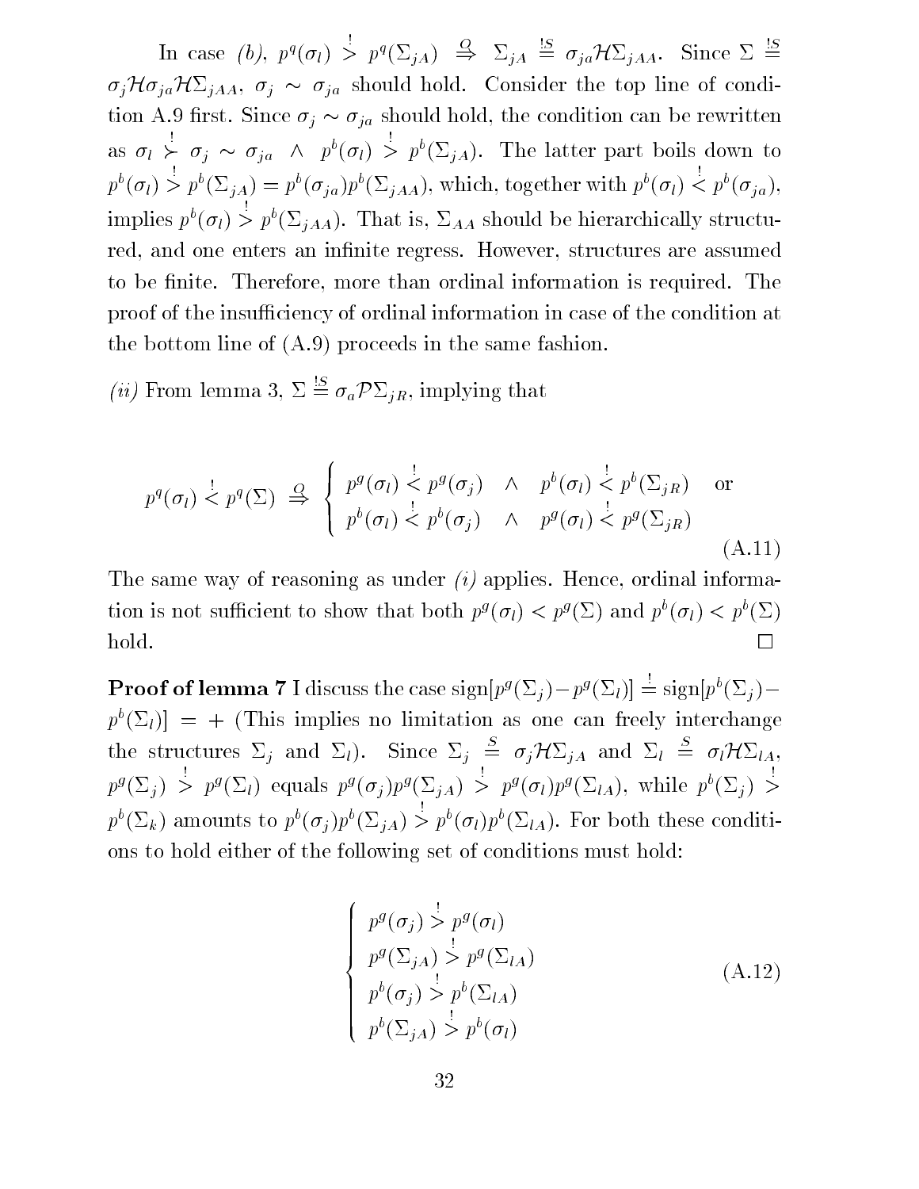In case *(b)*, $p^q(\sigma_l) \overset{!}{>} p^q(\Sigma_{jA}) \overset{O}{\Rightarrow} \Sigma_{jA} \overset{!S}{=} \sigma_{ja}\mathcal{H}\Sigma_{jAA}$. Since $\Sigma \overset{!S}{=} \sigma_j\mathcal{H}\sigma_{ja}\mathcal{H}\Sigma_{jAA}$, $\sigma_j \sim \sigma_{ja}$ should hold. Consider the top line of condition A.9 first. Since $\sigma_j \sim \sigma_{ja}$ should hold, the condition can be rewritten as $\sigma_l \overset{!}{\succ} \sigma_j \sim \sigma_{ja} \;\wedge\; p^b(\sigma_l) \overset{!}{>} p^b(\Sigma_{jA})$. The latter part boils down to $p^b(\sigma_l) \overset{!}{>} p^b(\Sigma_{jA}) = p^b(\sigma_{ja})p^b(\Sigma_{jAA})$, which, together with $p^b(\sigma_l) \overset{!}{<} p^b(\sigma_{ja})$, implies $p^b(\sigma_l) \overset{!}{>} p^b(\Sigma_{jAA})$. That is, $\Sigma_{AA}$ should be hierarchically structured, and one enters an infinite regress. However, structures are assumed to be finite. Therefore, more than ordinal information is required. The proof of the insufficiency of ordinal information in case of the condition at the bottom line of (A.9) proceeds in the same fashion.

*(ii)* From lemma 3, $\Sigma \overset{!S}{=} \sigma_a\mathcal{P}\Sigma_{jR}$, implying that

$$
p^q(\sigma_l) \overset{!}{<} p^q(\Sigma) \overset{O}{\Rightarrow} \begin{cases} p^g(\sigma_l) \overset{!}{<} p^g(\sigma_j) \quad \wedge \quad p^b(\sigma_l) \overset{!}{<} p^b(\Sigma_{jR}) \quad \text{or} \\ p^b(\sigma_l) \overset{!}{<} p^b(\sigma_j) \quad \wedge \quad p^g(\sigma_l) \overset{!}{<} p^g(\Sigma_{jR}) \end{cases} \tag{A.11}
$$

The same way of reasoning as under *(i)* applies. Hence, ordinal information is not sufficient to show that both $p^g(\sigma_l) < p^g(\Sigma)$ and $p^b(\sigma_l) < p^b(\Sigma)$ hold. □

**Proof of lemma 7** I discuss the case $\text{sign}[p^g(\Sigma_j) - p^g(\Sigma_l)] \overset{!}{=} \text{sign}[p^b(\Sigma_j) - p^b(\Sigma_l)] = +$ (This implies no limitation as one can freely interchange the structures $\Sigma_j$ and $\Sigma_l$). Since $\Sigma_j \overset{S}{=} \sigma_j\mathcal{H}\Sigma_{jA}$ and $\Sigma_l \overset{S}{=} \sigma_l\mathcal{H}\Sigma_{lA}$, $p^g(\Sigma_j) \overset{!}{>} p^g(\Sigma_l)$ equals $p^g(\sigma_j)p^g(\Sigma_{jA}) \overset{!}{>} p^g(\sigma_l)p^g(\Sigma_{lA})$, while $p^b(\Sigma_j) \overset{!}{>} p^b(\Sigma_k)$ amounts to $p^b(\sigma_j)p^b(\Sigma_{jA}) \overset{!}{>} p^b(\sigma_l)p^b(\Sigma_{lA})$. For both these conditions to hold either of the following set of conditions must hold:

$$
\begin{cases} p^g(\sigma_j) \overset{!}{>} p^g(\sigma_l) \\ p^g(\Sigma_{jA}) \overset{!}{>} p^g(\Sigma_{lA}) \\ p^b(\sigma_j) \overset{!}{>} p^b(\Sigma_{lA}) \\ p^b(\Sigma_{jA}) \overset{!}{>} p^b(\sigma_l) \end{cases} \tag{A.12}
$$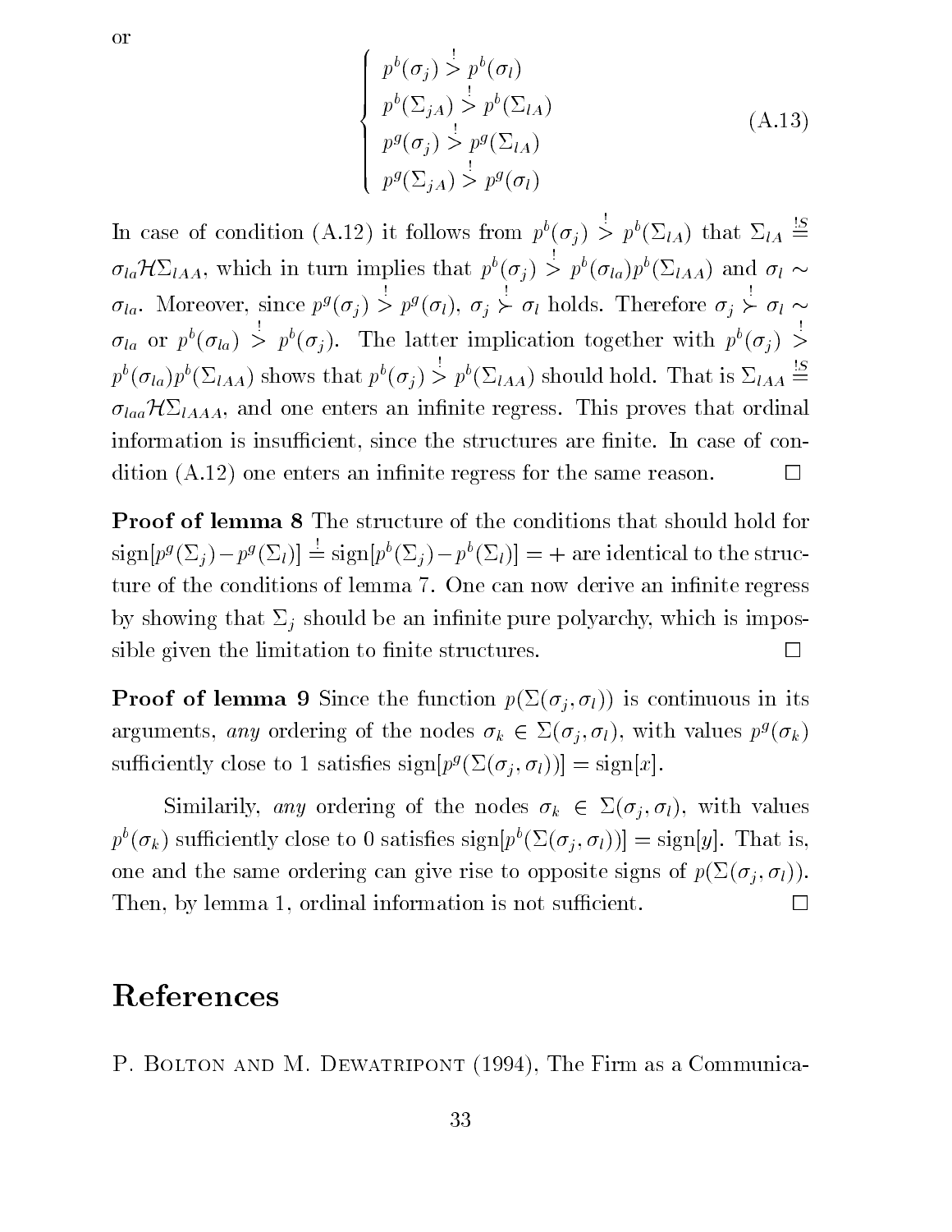or

$$\begin{cases} p^b(\sigma_j) \overset{!}{>} p^b(\sigma_l) \\ p^b(\Sigma_{jA}) \overset{!}{>} p^b(\Sigma_{lA}) \\ p^g(\sigma_j) \overset{!}{>} p^g(\Sigma_{lA}) \\ p^g(\Sigma_{jA}) \overset{!}{>} p^g(\sigma_l) \end{cases} \tag{A.13}$$

In case of condition (A.12) it follows from $p^b(\sigma_j) \overset{!}{>} p^b(\Sigma_{lA})$ that $\Sigma_{lA} \overset{!S}{=} \sigma_{la}\mathcal{H}\Sigma_{lAA}$, which in turn implies that $p^b(\sigma_j) \overset{!}{>} p^b(\sigma_{la})p^b(\Sigma_{lAA})$ and $\sigma_l \sim \sigma_{la}$. Moreover, since $p^g(\sigma_j) \overset{!}{>} p^g(\sigma_l)$, $\sigma_j \overset{!}{\succ} \sigma_l$ holds. Therefore $\sigma_j \overset{!}{\succ} \sigma_l \sim \sigma_{la}$ or $p^b(\sigma_{la}) \overset{!}{>} p^b(\sigma_j)$. The latter implication together with $p^b(\sigma_j) \overset{!}{>} p^b(\sigma_{la})p^b(\Sigma_{lAA})$ shows that $p^b(\sigma_j) \overset{!}{>} p^b(\Sigma_{lAA})$ should hold. That is $\Sigma_{lAA} \overset{!S}{=} \sigma_{laa}\mathcal{H}\Sigma_{lAAA}$, and one enters an infinite regress. This proves that ordinal information is insufficient, since the structures are finite. In case of condition (A.12) one enters an infinite regress for the same reason. □

**Proof of lemma 8** The structure of the conditions that should hold for $\text{sign}[p^g(\Sigma_j) - p^g(\Sigma_l)] \overset{!}{=} \text{sign}[p^b(\Sigma_j) - p^b(\Sigma_l)] = +$ are identical to the structure of the conditions of lemma 7. One can now derive an infinite regress by showing that $\Sigma_j$ should be an infinite pure polyarchy, which is impossible given the limitation to finite structures. □

**Proof of lemma 9** Since the function $p(\Sigma(\sigma_j, \sigma_l))$ is continuous in its arguments, *any* ordering of the nodes $\sigma_k \in \Sigma(\sigma_j, \sigma_l)$, with values $p^g(\sigma_k)$ sufficiently close to 1 satisfies $\text{sign}[p^g(\Sigma(\sigma_j, \sigma_l))] = \text{sign}[x]$.

Similarily, *any* ordering of the nodes $\sigma_k \in \Sigma(\sigma_j, \sigma_l)$, with values $p^b(\sigma_k)$ sufficiently close to 0 satisfies $\text{sign}[p^b(\Sigma(\sigma_j, \sigma_l))] = \text{sign}[y]$. That is, one and the same ordering can give rise to opposite signs of $p(\Sigma(\sigma_j, \sigma_l))$. Then, by lemma 1, ordinal information is not sufficient. □

# References

P. Bolton and M. Dewatripont (1994), The Firm as a Communica-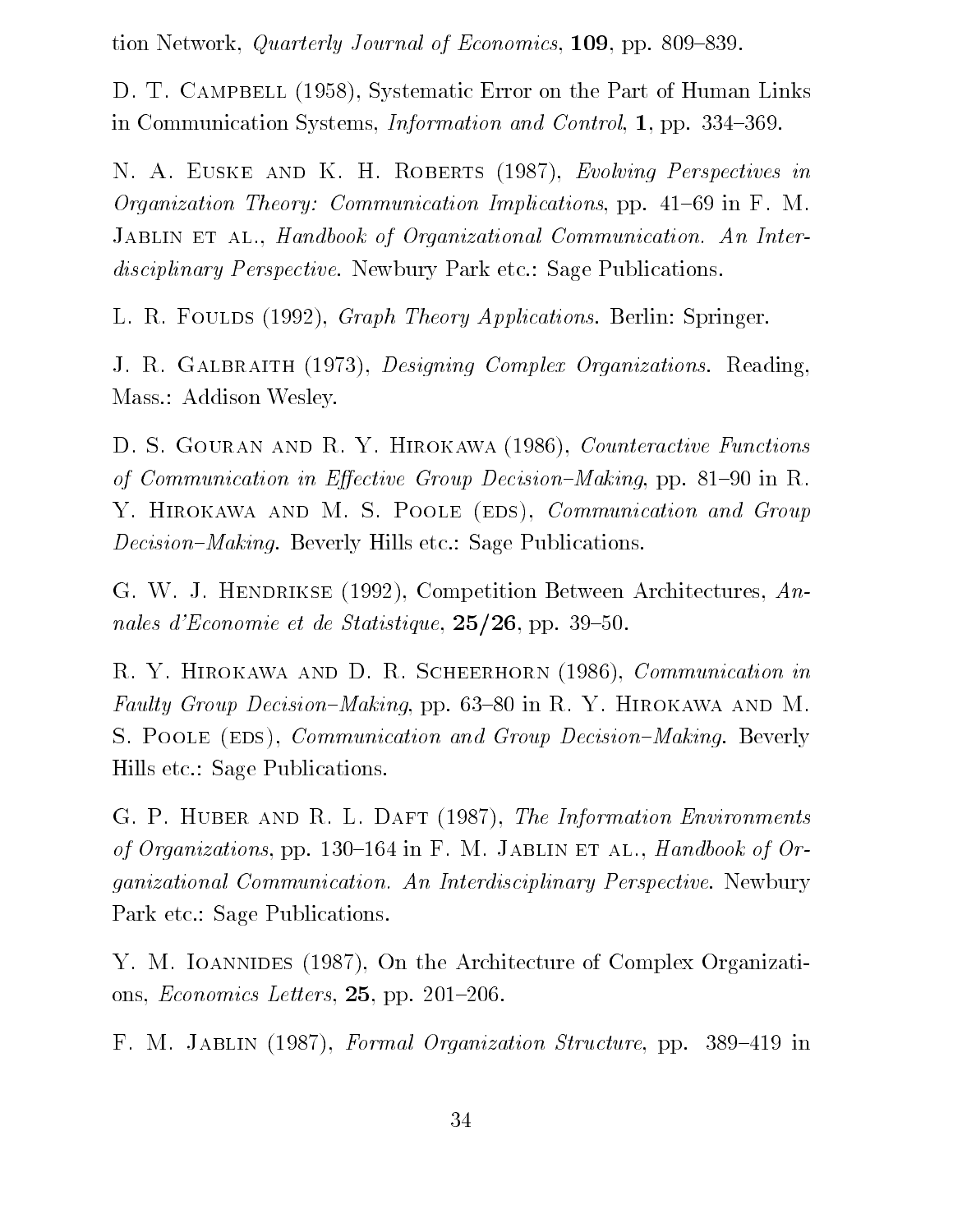tion Network, *Quarterly Journal of Economics*, **109**, pp. 809–839.

D. T. Campbell (1958), Systematic Error on the Part of Human Links in Communication Systems, *Information and Control*, **1**, pp. 334–369.

N. A. Euske and K. H. Roberts (1987), *Evolving Perspectives in Organization Theory: Communication Implications*, pp. 41–69 in F. M. Jablin et al., *Handbook of Organizational Communication. An Interdisciplinary Perspective*. Newbury Park etc.: Sage Publications.

L. R. Foulds (1992), *Graph Theory Applications*. Berlin: Springer.

J. R. Galbraith (1973), *Designing Complex Organizations*. Reading, Mass.: Addison Wesley.

D. S. Gouran and R. Y. Hirokawa (1986), *Counteractive Functions of Communication in Effective Group Decision–Making*, pp. 81–90 in R. Y. Hirokawa and M. S. Poole (eds), *Communication and Group Decision–Making*. Beverly Hills etc.: Sage Publications.

G. W. J. Hendrikse (1992), Competition Between Architectures, *Annales d'Economie et de Statistique*, **25/26**, pp. 39–50.

R. Y. Hirokawa and D. R. Scheerhorn (1986), *Communication in Faulty Group Decision–Making*, pp. 63–80 in R. Y. Hirokawa and M. S. Poole (eds), *Communication and Group Decision–Making*. Beverly Hills etc.: Sage Publications.

G. P. Huber and R. L. Daft (1987), *The Information Environments of Organizations*, pp. 130–164 in F. M. Jablin et al., *Handbook of Organizational Communication. An Interdisciplinary Perspective*. Newbury Park etc.: Sage Publications.

Y. M. Ioannides (1987), On the Architecture of Complex Organizations, *Economics Letters*, **25**, pp. 201–206.

F. M. Jablin (1987), *Formal Organization Structure*, pp. 389–419 in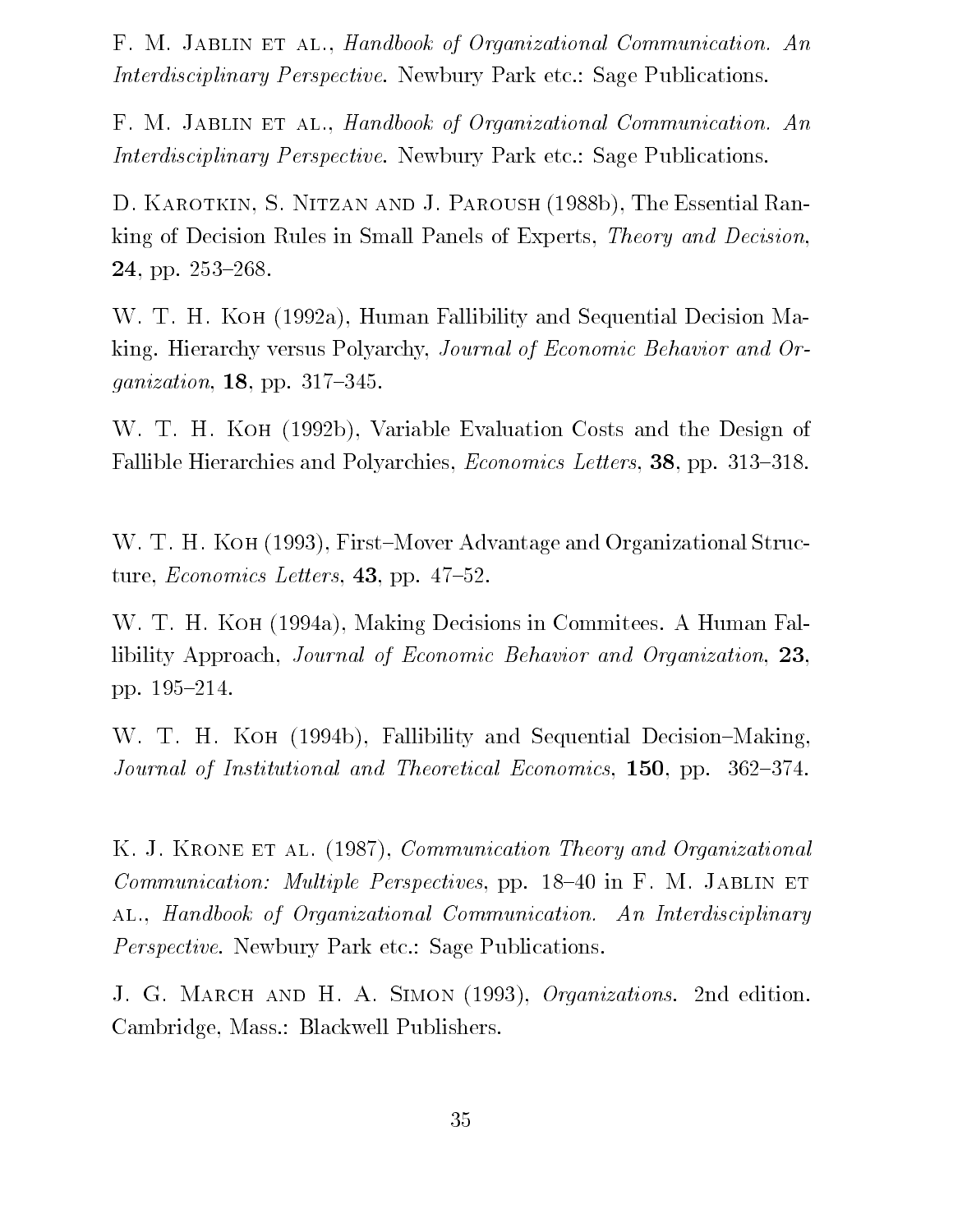F. M. Jablin et al., *Handbook of Organizational Communication. An Interdisciplinary Perspective*. Newbury Park etc.: Sage Publications.

F. M. Jablin et al., *Handbook of Organizational Communication. An Interdisciplinary Perspective*. Newbury Park etc.: Sage Publications.

D. Karotkin, S. Nitzan and J. Paroush (1988b), The Essential Ranking of Decision Rules in Small Panels of Experts, *Theory and Decision*, **24**, pp. 253–268.

W. T. H. Koh (1992a), Human Fallibility and Sequential Decision Making. Hierarchy versus Polyarchy, *Journal of Economic Behavior and Organization*, **18**, pp. 317–345.

W. T. H. Koh (1992b), Variable Evaluation Costs and the Design of Fallible Hierarchies and Polyarchies, *Economics Letters*, **38**, pp. 313–318.

W. T. H. Koh (1993), First–Mover Advantage and Organizational Structure, *Economics Letters*, **43**, pp. 47–52.

W. T. H. Koh (1994a), Making Decisions in Commitees. A Human Fallibility Approach, *Journal of Economic Behavior and Organization*, **23**, pp. 195–214.

W. T. H. Koh (1994b), Fallibility and Sequential Decision–Making, *Journal of Institutional and Theoretical Economics*, **150**, pp. 362–374.

K. J. Krone et al. (1987), *Communication Theory and Organizational Communication: Multiple Perspectives*, pp. 18–40 in F. M. Jablin et al., *Handbook of Organizational Communication. An Interdisciplinary Perspective*. Newbury Park etc.: Sage Publications.

J. G. March and H. A. Simon (1993), *Organizations*. 2nd edition. Cambridge, Mass.: Blackwell Publishers.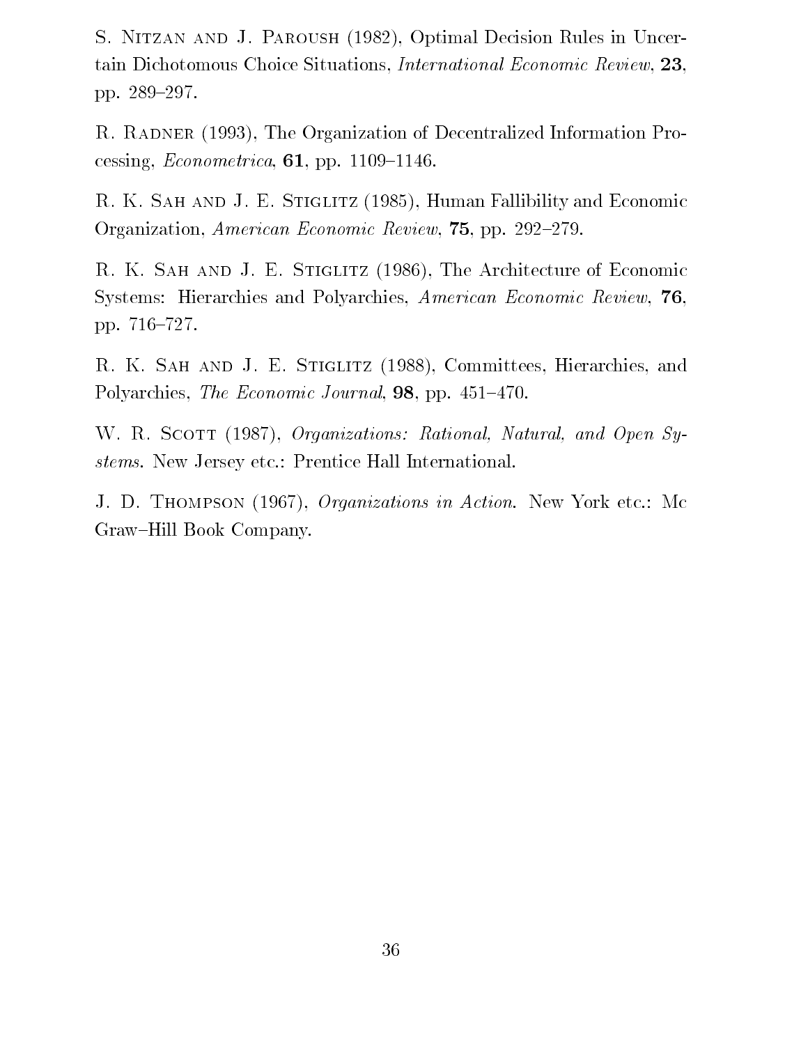S. Nitzan and J. Paroush (1982), Optimal Decision Rules in Uncertain Dichotomous Choice Situations, *International Economic Review*, **23**, pp. 289–297.

R. Radner (1993), The Organization of Decentralized Information Processing, *Econometrica*, **61**, pp. 1109–1146.

R. K. Sah and J. E. Stiglitz (1985), Human Fallibility and Economic Organization, *American Economic Review*, **75**, pp. 292–279.

R. K. Sah and J. E. Stiglitz (1986), The Architecture of Economic Systems: Hierarchies and Polyarchies, *American Economic Review*, **76**, pp. 716–727.

R. K. Sah and J. E. Stiglitz (1988), Committees, Hierarchies, and Polyarchies, *The Economic Journal*, **98**, pp. 451–470.

W. R. Scott (1987), *Organizations: Rational, Natural, and Open Systems*. New Jersey etc.: Prentice Hall International.

J. D. Thompson (1967), *Organizations in Action*. New York etc.: Mc Graw–Hill Book Company.